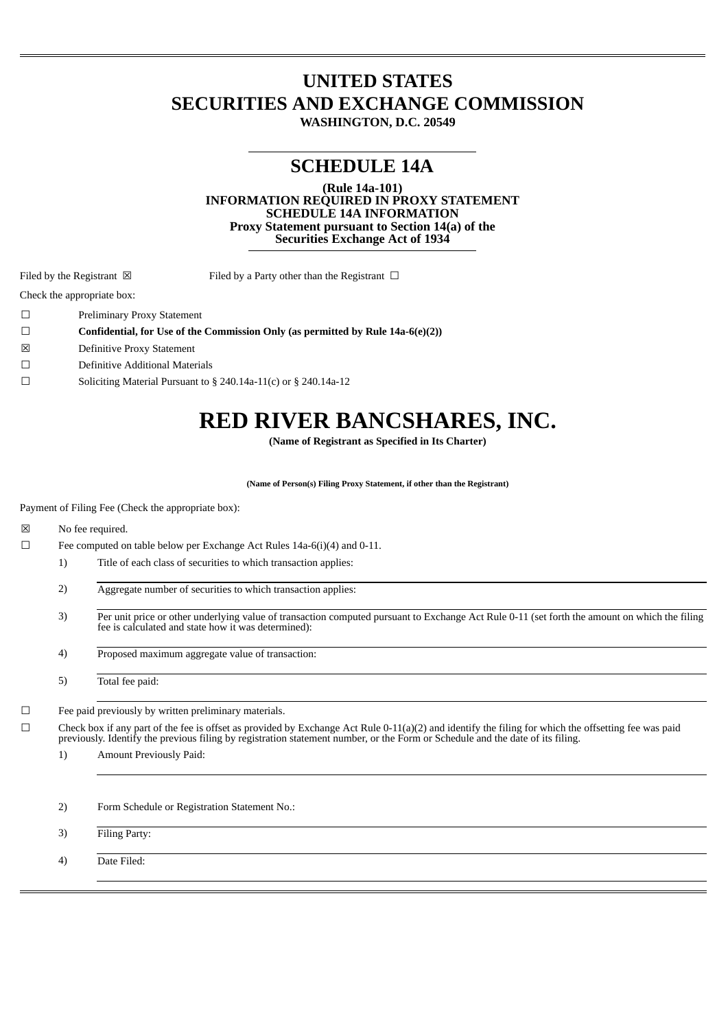# UNITED STATES
# SECURITIES AND EXCHANGE COMMISSION

**WASHINGTON, D.C. 20549**

## SCHEDULE 14A

**(Rule 14a-101)**
**INFORMATION REQUIRED IN PROXY STATEMENT**
**SCHEDULE 14A INFORMATION**
**Proxy Statement pursuant to Section 14(a) of the**
**Securities Exchange Act of 1934**

Filed by the Registrant ☒ Filed by a Party other than the Registrant ☐

Check the appropriate box:

☐ Preliminary Proxy Statement

☐ **Confidential, for Use of the Commission Only (as permitted by Rule 14a-6(e)(2))**

☒ Definitive Proxy Statement

☐ Definitive Additional Materials

☐ Soliciting Material Pursuant to § 240.14a-11(c) or § 240.14a-12

# RED RIVER BANCSHARES, INC.

**(Name of Registrant as Specified in Its Charter)**

**(Name of Person(s) Filing Proxy Statement, if other than the Registrant)**

Payment of Filing Fee (Check the appropriate box):

☒ No fee required.

☐ Fee computed on table below per Exchange Act Rules 14a-6(i)(4) and 0-11.

1) Title of each class of securities to which transaction applies:

2) Aggregate number of securities to which transaction applies:

3) Per unit price or other underlying value of transaction computed pursuant to Exchange Act Rule 0-11 (set forth the amount on which the filing fee is calculated and state how it was determined):

4) Proposed maximum aggregate value of transaction:

5) Total fee paid:

☐ Fee paid previously by written preliminary materials.

☐ Check box if any part of the fee is offset as provided by Exchange Act Rule 0-11(a)(2) and identify the filing for which the offsetting fee was paid previously. Identify the previous filing by registration statement number, or the Form or Schedule and the date of its filing.

1) Amount Previously Paid:

2) Form Schedule or Registration Statement No.:

3) Filing Party:

4) Date Filed: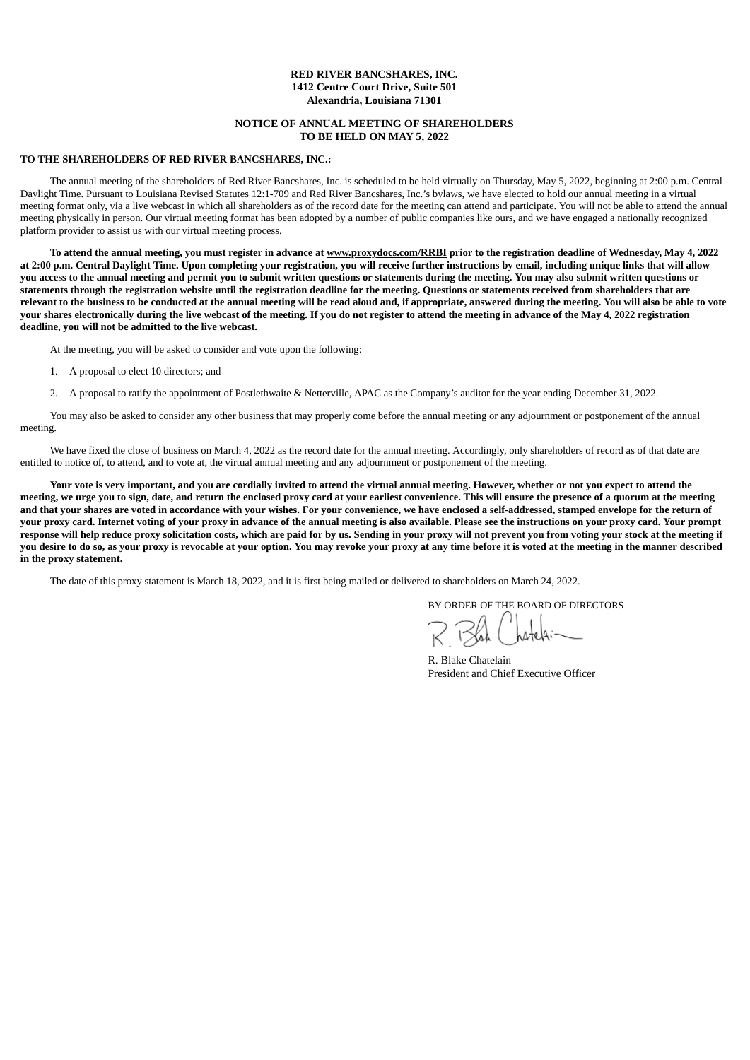**RED RIVER BANCSHARES, INC.**
**1412 Centre Court Drive, Suite 501**
**Alexandria, Louisiana 71301**

**NOTICE OF ANNUAL MEETING OF SHAREHOLDERS**
**TO BE HELD ON MAY 5, 2022**

**TO THE SHAREHOLDERS OF RED RIVER BANCSHARES, INC.:**

The annual meeting of the shareholders of Red River Bancshares, Inc. is scheduled to be held virtually on Thursday, May 5, 2022, beginning at 2:00 p.m. Central Daylight Time. Pursuant to Louisiana Revised Statutes 12:1-709 and Red River Bancshares, Inc.'s bylaws, we have elected to hold our annual meeting in a virtual meeting format only, via a live webcast in which all shareholders as of the record date for the meeting can attend and participate. You will not be able to attend the annual meeting physically in person. Our virtual meeting format has been adopted by a number of public companies like ours, and we have engaged a nationally recognized platform provider to assist us with our virtual meeting process.

**To attend the annual meeting, you must register in advance at www.proxydocs.com/RRBI prior to the registration deadline of Wednesday, May 4, 2022 at 2:00 p.m. Central Daylight Time. Upon completing your registration, you will receive further instructions by email, including unique links that will allow you access to the annual meeting and permit you to submit written questions or statements during the meeting. You may also submit written questions or statements through the registration website until the registration deadline for the meeting. Questions or statements received from shareholders that are relevant to the business to be conducted at the annual meeting will be read aloud and, if appropriate, answered during the meeting. You will also be able to vote your shares electronically during the live webcast of the meeting. If you do not register to attend the meeting in advance of the May 4, 2022 registration deadline, you will not be admitted to the live webcast.**

At the meeting, you will be asked to consider and vote upon the following:

1. A proposal to elect 10 directors; and
2. A proposal to ratify the appointment of Postlethwaite & Netterville, APAC as the Company's auditor for the year ending December 31, 2022.

You may also be asked to consider any other business that may properly come before the annual meeting or any adjournment or postponement of the annual meeting.

We have fixed the close of business on March 4, 2022 as the record date for the annual meeting. Accordingly, only shareholders of record as of that date are entitled to notice of, to attend, and to vote at, the virtual annual meeting and any adjournment or postponement of the meeting.

**Your vote is very important, and you are cordially invited to attend the virtual annual meeting. However, whether or not you expect to attend the meeting, we urge you to sign, date, and return the enclosed proxy card at your earliest convenience. This will ensure the presence of a quorum at the meeting and that your shares are voted in accordance with your wishes. For your convenience, we have enclosed a self-addressed, stamped envelope for the return of your proxy card. Internet voting of your proxy in advance of the annual meeting is also available. Please see the instructions on your proxy card. Your prompt response will help reduce proxy solicitation costs, which are paid for by us. Sending in your proxy will not prevent you from voting your stock at the meeting if you desire to do so, as your proxy is revocable at your option. You may revoke your proxy at any time before it is voted at the meeting in the manner described in the proxy statement.**

The date of this proxy statement is March 18, 2022, and it is first being mailed or delivered to shareholders on March 24, 2022.

BY ORDER OF THE BOARD OF DIRECTORS

R. Blake Chatelain
President and Chief Executive Officer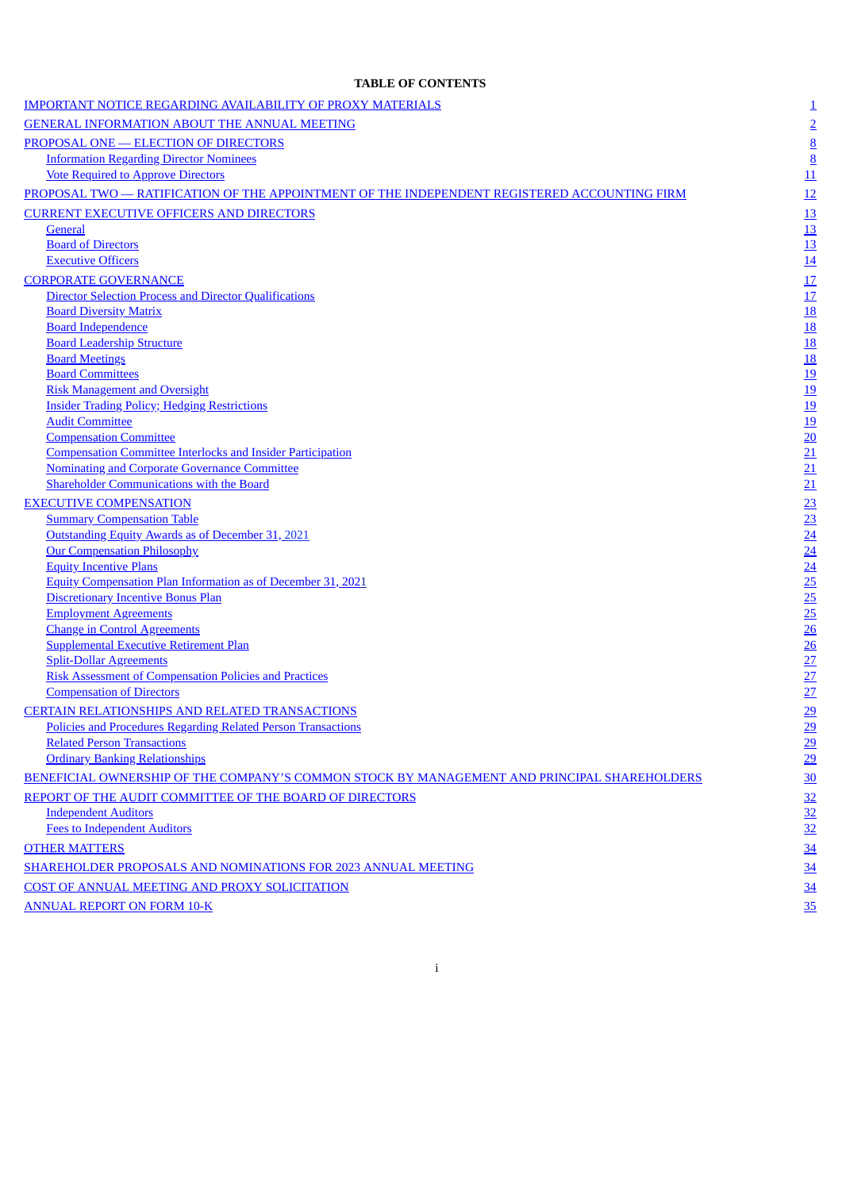**TABLE OF CONTENTS**

| | |
|---|---|
| IMPORTANT NOTICE REGARDING AVAILABILITY OF PROXY MATERIALS | 1 |
| GENERAL INFORMATION ABOUT THE ANNUAL MEETING | 2 |
| PROPOSAL ONE — ELECTION OF DIRECTORS | 8 |
| Information Regarding Director Nominees | 8 |
| Vote Required to Approve Directors | 11 |
| PROPOSAL TWO — RATIFICATION OF THE APPOINTMENT OF THE INDEPENDENT REGISTERED ACCOUNTING FIRM | 12 |
| CURRENT EXECUTIVE OFFICERS AND DIRECTORS | 13 |
| General | 13 |
| Board of Directors | 13 |
| Executive Officers | 14 |
| CORPORATE GOVERNANCE | 17 |
| Director Selection Process and Director Qualifications | 17 |
| Board Diversity Matrix | 18 |
| Board Independence | 18 |
| Board Leadership Structure | 18 |
| Board Meetings | 18 |
| Board Committees | 19 |
| Risk Management and Oversight | 19 |
| Insider Trading Policy; Hedging Restrictions | 19 |
| Audit Committee | 19 |
| Compensation Committee | 20 |
| Compensation Committee Interlocks and Insider Participation | 21 |
| Nominating and Corporate Governance Committee | 21 |
| Shareholder Communications with the Board | 21 |
| EXECUTIVE COMPENSATION | 23 |
| Summary Compensation Table | 23 |
| Outstanding Equity Awards as of December 31, 2021 | 24 |
| Our Compensation Philosophy | 24 |
| Equity Incentive Plans | 24 |
| Equity Compensation Plan Information as of December 31, 2021 | 25 |
| Discretionary Incentive Bonus Plan | 25 |
| Employment Agreements | 25 |
| Change in Control Agreements | 26 |
| Supplemental Executive Retirement Plan | 26 |
| Split-Dollar Agreements | 27 |
| Risk Assessment of Compensation Policies and Practices | 27 |
| Compensation of Directors | 27 |
| CERTAIN RELATIONSHIPS AND RELATED TRANSACTIONS | 29 |
| Policies and Procedures Regarding Related Person Transactions | 29 |
| Related Person Transactions | 29 |
| Ordinary Banking Relationships | 29 |
| BENEFICIAL OWNERSHIP OF THE COMPANY'S COMMON STOCK BY MANAGEMENT AND PRINCIPAL SHAREHOLDERS | 30 |
| REPORT OF THE AUDIT COMMITTEE OF THE BOARD OF DIRECTORS | 32 |
| Independent Auditors | 32 |
| Fees to Independent Auditors | 32 |
| OTHER MATTERS | 34 |
| SHAREHOLDER PROPOSALS AND NOMINATIONS FOR 2023 ANNUAL MEETING | 34 |
| COST OF ANNUAL MEETING AND PROXY SOLICITATION | 34 |
| ANNUAL REPORT ON FORM 10-K | 35 |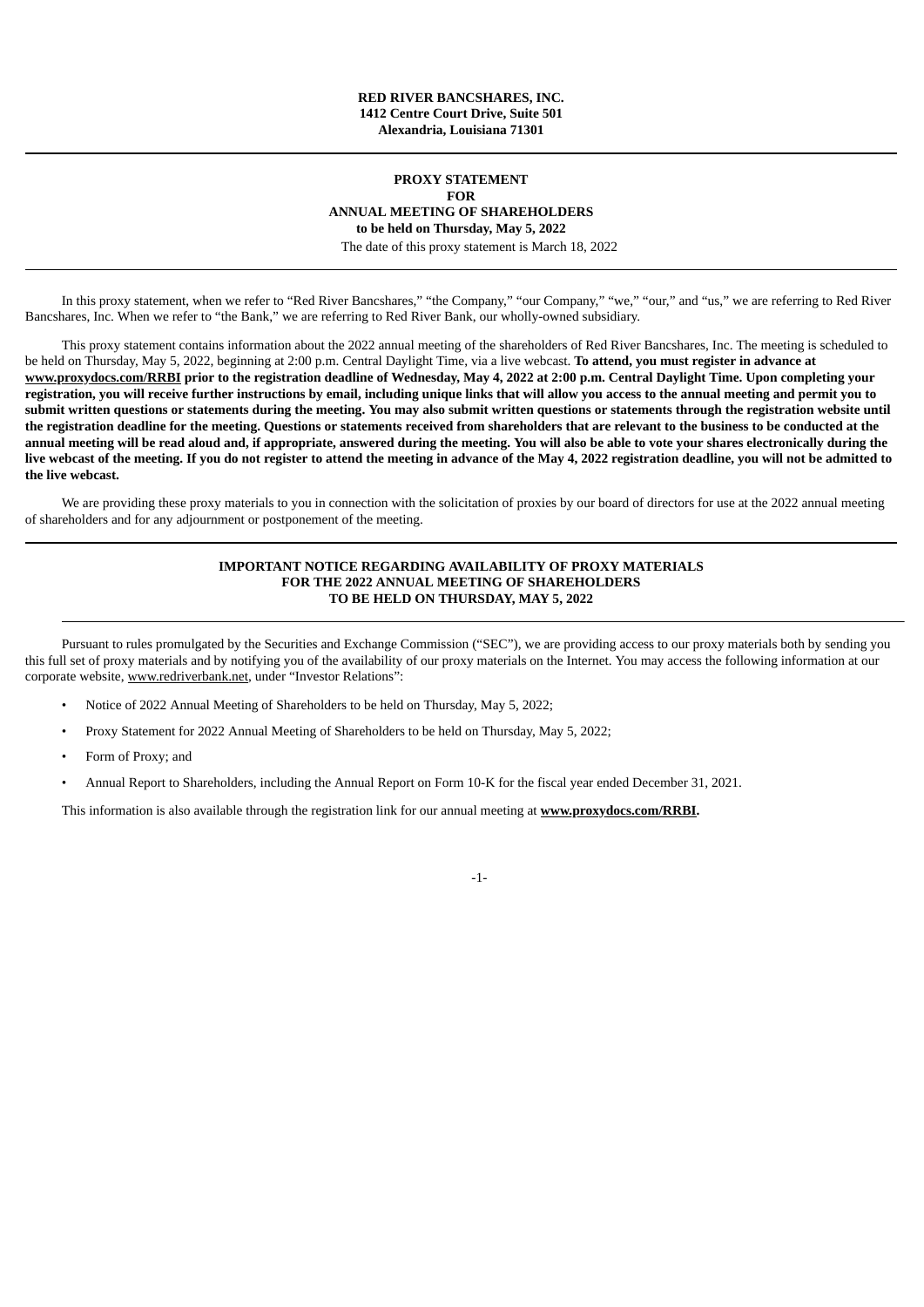**RED RIVER BANCSHARES, INC.**
**1412 Centre Court Drive, Suite 501**
**Alexandria, Louisiana 71301**

---

# PROXY STATEMENT FOR ANNUAL MEETING OF SHAREHOLDERS

**to be held on Thursday, May 5, 2022**

The date of this proxy statement is March 18, 2022

---

In this proxy statement, when we refer to "Red River Bancshares," "the Company," "our Company," "we," "our," and "us," we are referring to Red River Bancshares, Inc. When we refer to "the Bank," we are referring to Red River Bank, our wholly-owned subsidiary.

This proxy statement contains information about the 2022 annual meeting of the shareholders of Red River Bancshares, Inc. The meeting is scheduled to be held on Thursday, May 5, 2022, beginning at 2:00 p.m. Central Daylight Time, via a live webcast. **To attend, you must register in advance at www.proxydocs.com/RRBI prior to the registration deadline of Wednesday, May 4, 2022 at 2:00 p.m. Central Daylight Time. Upon completing your registration, you will receive further instructions by email, including unique links that will allow you access to the annual meeting and permit you to submit written questions or statements during the meeting. You may also submit written questions or statements through the registration website until the registration deadline for the meeting. Questions or statements received from shareholders that are relevant to the business to be conducted at the annual meeting will be read aloud and, if appropriate, answered during the meeting. You will also be able to vote your shares electronically during the live webcast of the meeting. If you do not register to attend the meeting in advance of the May 4, 2022 registration deadline, you will not be admitted to the live webcast.**

We are providing these proxy materials to you in connection with the solicitation of proxies by our board of directors for use at the 2022 annual meeting of shareholders and for any adjournment or postponement of the meeting.

---

## IMPORTANT NOTICE REGARDING AVAILABILITY OF PROXY MATERIALS FOR THE 2022 ANNUAL MEETING OF SHAREHOLDERS TO BE HELD ON THURSDAY, MAY 5, 2022

---

Pursuant to rules promulgated by the Securities and Exchange Commission ("SEC"), we are providing access to our proxy materials both by sending you this full set of proxy materials and by notifying you of the availability of our proxy materials on the Internet. You may access the following information at our corporate website, www.redriverbank.net, under "Investor Relations":

- Notice of 2022 Annual Meeting of Shareholders to be held on Thursday, May 5, 2022;
- Proxy Statement for 2022 Annual Meeting of Shareholders to be held on Thursday, May 5, 2022;
- Form of Proxy; and
- Annual Report to Shareholders, including the Annual Report on Form 10-K for the fiscal year ended December 31, 2021.

This information is also available through the registration link for our annual meeting at **www.proxydocs.com/RRBI.**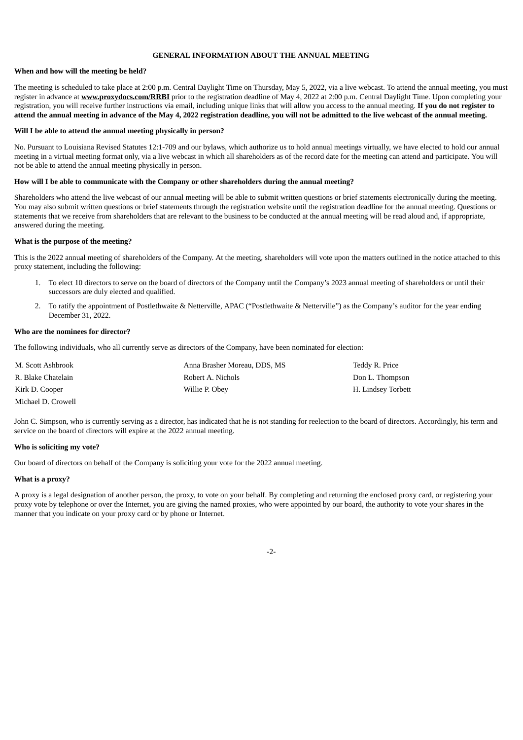## GENERAL INFORMATION ABOUT THE ANNUAL MEETING

**When and how will the meeting be held?**

The meeting is scheduled to take place at 2:00 p.m. Central Daylight Time on Thursday, May 5, 2022, via a live webcast. To attend the annual meeting, you must register in advance at **www.proxydocs.com/RRBI** prior to the registration deadline of May 4, 2022 at 2:00 p.m. Central Daylight Time. Upon completing your registration, you will receive further instructions via email, including unique links that will allow you access to the annual meeting. **If you do not register to attend the annual meeting in advance of the May 4, 2022 registration deadline, you will not be admitted to the live webcast of the annual meeting.**

**Will I be able to attend the annual meeting physically in person?**

No. Pursuant to Louisiana Revised Statutes 12:1-709 and our bylaws, which authorize us to hold annual meetings virtually, we have elected to hold our annual meeting in a virtual meeting format only, via a live webcast in which all shareholders as of the record date for the meeting can attend and participate. You will not be able to attend the annual meeting physically in person.

**How will I be able to communicate with the Company or other shareholders during the annual meeting?**

Shareholders who attend the live webcast of our annual meeting will be able to submit written questions or brief statements electronically during the meeting. You may also submit written questions or brief statements through the registration website until the registration deadline for the annual meeting. Questions or statements that we receive from shareholders that are relevant to the business to be conducted at the annual meeting will be read aloud and, if appropriate, answered during the meeting.

**What is the purpose of the meeting?**

This is the 2022 annual meeting of shareholders of the Company. At the meeting, shareholders will vote upon the matters outlined in the notice attached to this proxy statement, including the following:

1. To elect 10 directors to serve on the board of directors of the Company until the Company's 2023 annual meeting of shareholders or until their successors are duly elected and qualified.
2. To ratify the appointment of Postlethwaite & Netterville, APAC ("Postlethwaite & Netterville") as the Company's auditor for the year ending December 31, 2022.

**Who are the nominees for director?**

The following individuals, who all currently serve as directors of the Company, have been nominated for election:

| | | |
|---|---|---|
| M. Scott Ashbrook | Anna Brasher Moreau, DDS, MS | Teddy R. Price |
| R. Blake Chatelain | Robert A. Nichols | Don L. Thompson |
| Kirk D. Cooper | Willie P. Obey | H. Lindsey Torbett |
| Michael D. Crowell | | |

John C. Simpson, who is currently serving as a director, has indicated that he is not standing for reelection to the board of directors. Accordingly, his term and service on the board of directors will expire at the 2022 annual meeting.

**Who is soliciting my vote?**

Our board of directors on behalf of the Company is soliciting your vote for the 2022 annual meeting.

**What is a proxy?**

A proxy is a legal designation of another person, the proxy, to vote on your behalf. By completing and returning the enclosed proxy card, or registering your proxy vote by telephone or over the Internet, you are giving the named proxies, who were appointed by our board, the authority to vote your shares in the manner that you indicate on your proxy card or by phone or Internet.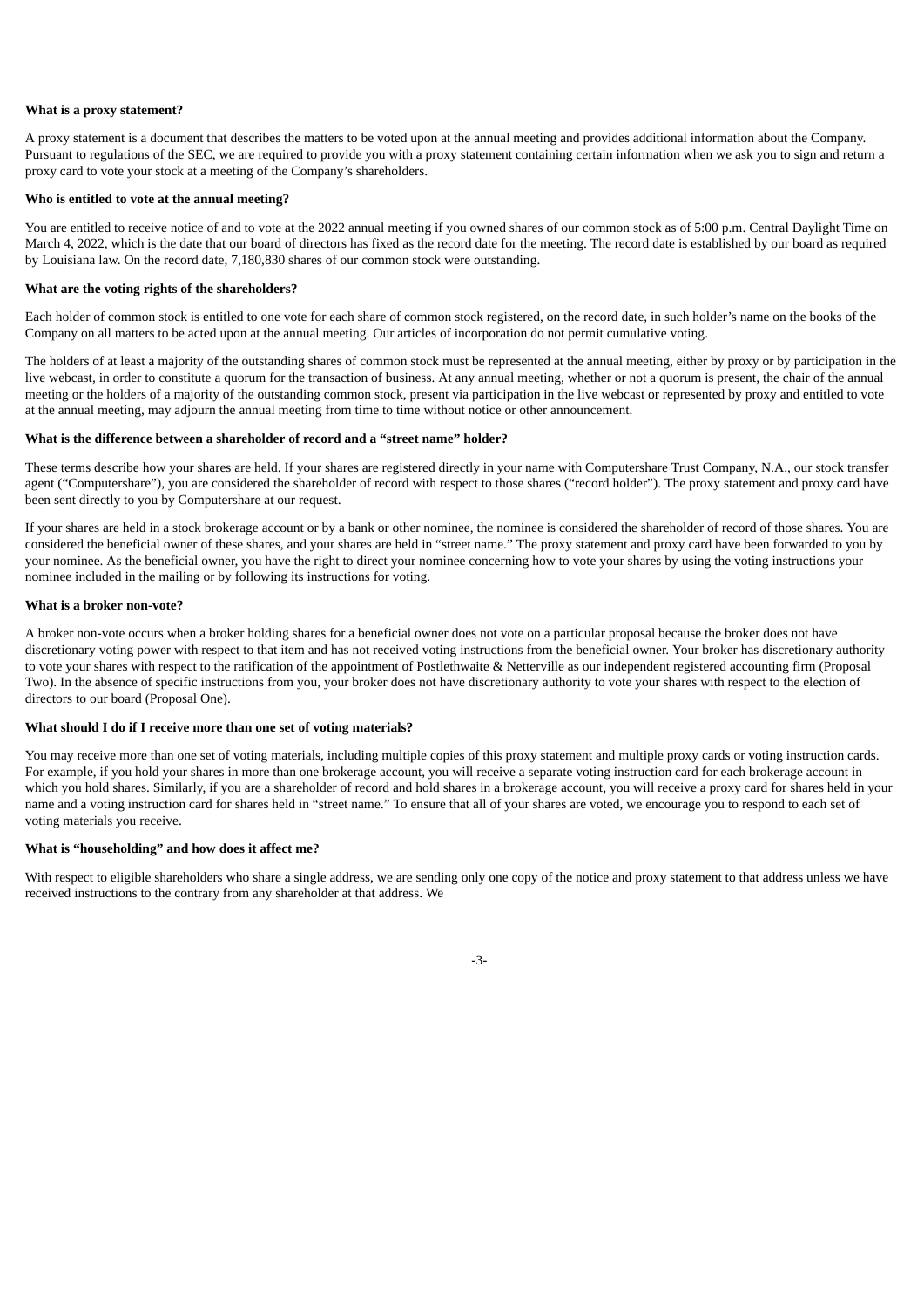**What is a proxy statement?**

A proxy statement is a document that describes the matters to be voted upon at the annual meeting and provides additional information about the Company. Pursuant to regulations of the SEC, we are required to provide you with a proxy statement containing certain information when we ask you to sign and return a proxy card to vote your stock at a meeting of the Company's shareholders.

**Who is entitled to vote at the annual meeting?**

You are entitled to receive notice of and to vote at the 2022 annual meeting if you owned shares of our common stock as of 5:00 p.m. Central Daylight Time on March 4, 2022, which is the date that our board of directors has fixed as the record date for the meeting. The record date is established by our board as required by Louisiana law. On the record date, 7,180,830 shares of our common stock were outstanding.

**What are the voting rights of the shareholders?**

Each holder of common stock is entitled to one vote for each share of common stock registered, on the record date, in such holder's name on the books of the Company on all matters to be acted upon at the annual meeting. Our articles of incorporation do not permit cumulative voting.

The holders of at least a majority of the outstanding shares of common stock must be represented at the annual meeting, either by proxy or by participation in the live webcast, in order to constitute a quorum for the transaction of business. At any annual meeting, whether or not a quorum is present, the chair of the annual meeting or the holders of a majority of the outstanding common stock, present via participation in the live webcast or represented by proxy and entitled to vote at the annual meeting, may adjourn the annual meeting from time to time without notice or other announcement.

**What is the difference between a shareholder of record and a "street name" holder?**

These terms describe how your shares are held. If your shares are registered directly in your name with Computershare Trust Company, N.A., our stock transfer agent ("Computershare"), you are considered the shareholder of record with respect to those shares ("record holder"). The proxy statement and proxy card have been sent directly to you by Computershare at our request.

If your shares are held in a stock brokerage account or by a bank or other nominee, the nominee is considered the shareholder of record of those shares. You are considered the beneficial owner of these shares, and your shares are held in "street name." The proxy statement and proxy card have been forwarded to you by your nominee. As the beneficial owner, you have the right to direct your nominee concerning how to vote your shares by using the voting instructions your nominee included in the mailing or by following its instructions for voting.

**What is a broker non-vote?**

A broker non-vote occurs when a broker holding shares for a beneficial owner does not vote on a particular proposal because the broker does not have discretionary voting power with respect to that item and has not received voting instructions from the beneficial owner. Your broker has discretionary authority to vote your shares with respect to the ratification of the appointment of Postlethwaite & Netterville as our independent registered accounting firm (Proposal Two). In the absence of specific instructions from you, your broker does not have discretionary authority to vote your shares with respect to the election of directors to our board (Proposal One).

**What should I do if I receive more than one set of voting materials?**

You may receive more than one set of voting materials, including multiple copies of this proxy statement and multiple proxy cards or voting instruction cards. For example, if you hold your shares in more than one brokerage account, you will receive a separate voting instruction card for each brokerage account in which you hold shares. Similarly, if you are a shareholder of record and hold shares in a brokerage account, you will receive a proxy card for shares held in your name and a voting instruction card for shares held in "street name." To ensure that all of your shares are voted, we encourage you to respond to each set of voting materials you receive.

**What is "householding" and how does it affect me?**

With respect to eligible shareholders who share a single address, we are sending only one copy of the notice and proxy statement to that address unless we have received instructions to the contrary from any shareholder at that address. We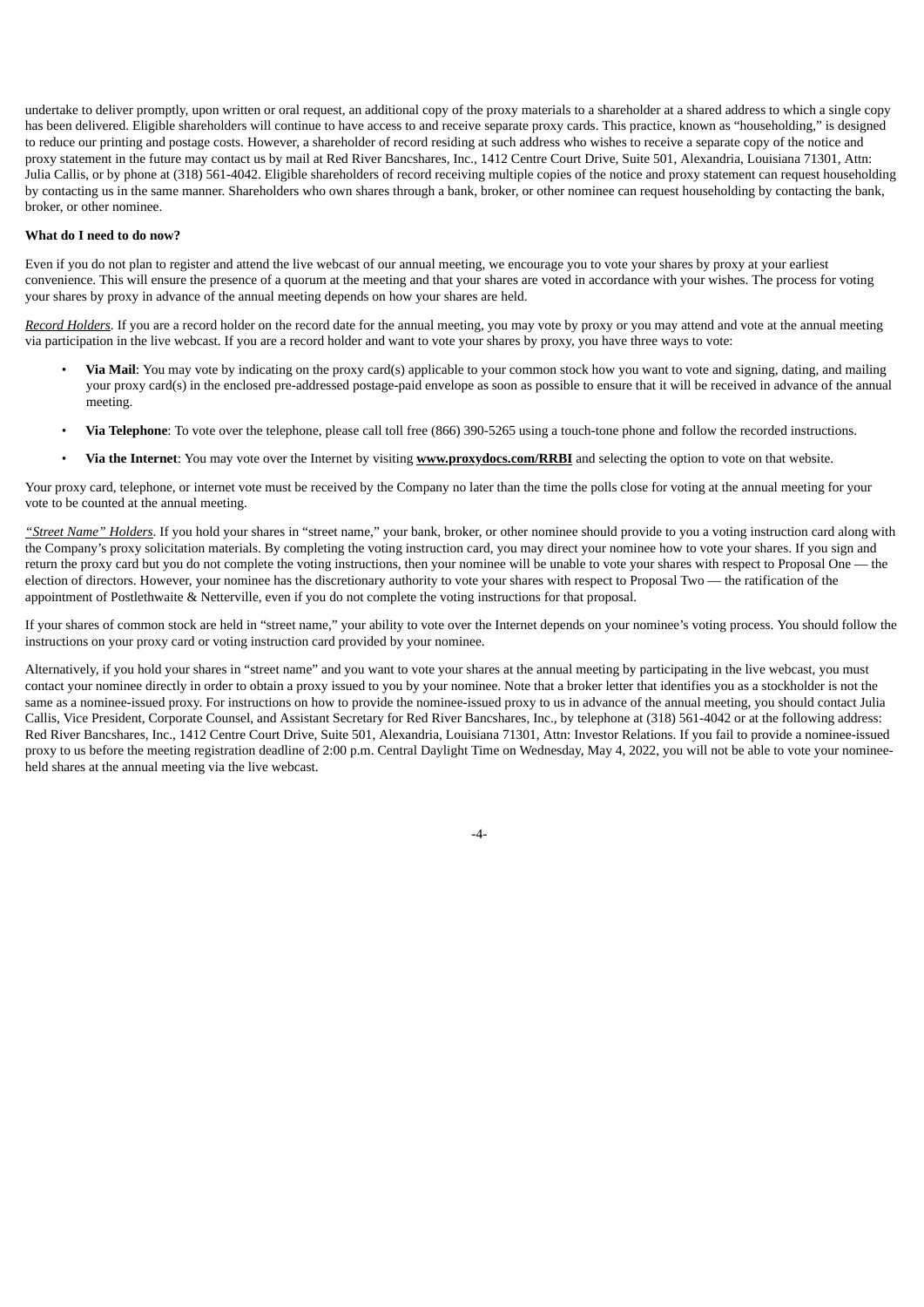undertake to deliver promptly, upon written or oral request, an additional copy of the proxy materials to a shareholder at a shared address to which a single copy has been delivered. Eligible shareholders will continue to have access to and receive separate proxy cards. This practice, known as "householding," is designed to reduce our printing and postage costs. However, a shareholder of record residing at such address who wishes to receive a separate copy of the notice and proxy statement in the future may contact us by mail at Red River Bancshares, Inc., 1412 Centre Court Drive, Suite 501, Alexandria, Louisiana 71301, Attn: Julia Callis, or by phone at (318) 561-4042. Eligible shareholders of record receiving multiple copies of the notice and proxy statement can request householding by contacting us in the same manner. Shareholders who own shares through a bank, broker, or other nominee can request householding by contacting the bank, broker, or other nominee.

**What do I need to do now?**

Even if you do not plan to register and attend the live webcast of our annual meeting, we encourage you to vote your shares by proxy at your earliest convenience. This will ensure the presence of a quorum at the meeting and that your shares are voted in accordance with your wishes. The process for voting your shares by proxy in advance of the annual meeting depends on how your shares are held.

*Record Holders*. If you are a record holder on the record date for the annual meeting, you may vote by proxy or you may attend and vote at the annual meeting via participation in the live webcast. If you are a record holder and want to vote your shares by proxy, you have three ways to vote:

- **Via Mail**: You may vote by indicating on the proxy card(s) applicable to your common stock how you want to vote and signing, dating, and mailing your proxy card(s) in the enclosed pre-addressed postage-paid envelope as soon as possible to ensure that it will be received in advance of the annual meeting.
- **Via Telephone**: To vote over the telephone, please call toll free (866) 390-5265 using a touch-tone phone and follow the recorded instructions.
- **Via the Internet**: You may vote over the Internet by visiting **www.proxydocs.com/RRBI** and selecting the option to vote on that website.

Your proxy card, telephone, or internet vote must be received by the Company no later than the time the polls close for voting at the annual meeting for your vote to be counted at the annual meeting.

*"Street Name" Holders*. If you hold your shares in "street name," your bank, broker, or other nominee should provide to you a voting instruction card along with the Company's proxy solicitation materials. By completing the voting instruction card, you may direct your nominee how to vote your shares. If you sign and return the proxy card but you do not complete the voting instructions, then your nominee will be unable to vote your shares with respect to Proposal One — the election of directors. However, your nominee has the discretionary authority to vote your shares with respect to Proposal Two — the ratification of the appointment of Postlethwaite & Netterville, even if you do not complete the voting instructions for that proposal.

If your shares of common stock are held in "street name," your ability to vote over the Internet depends on your nominee's voting process. You should follow the instructions on your proxy card or voting instruction card provided by your nominee.

Alternatively, if you hold your shares in "street name" and you want to vote your shares at the annual meeting by participating in the live webcast, you must contact your nominee directly in order to obtain a proxy issued to you by your nominee. Note that a broker letter that identifies you as a stockholder is not the same as a nominee-issued proxy. For instructions on how to provide the nominee-issued proxy to us in advance of the annual meeting, you should contact Julia Callis, Vice President, Corporate Counsel, and Assistant Secretary for Red River Bancshares, Inc., by telephone at (318) 561-4042 or at the following address: Red River Bancshares, Inc., 1412 Centre Court Drive, Suite 501, Alexandria, Louisiana 71301, Attn: Investor Relations. If you fail to provide a nominee-issued proxy to us before the meeting registration deadline of 2:00 p.m. Central Daylight Time on Wednesday, May 4, 2022, you will not be able to vote your nominee-held shares at the annual meeting via the live webcast.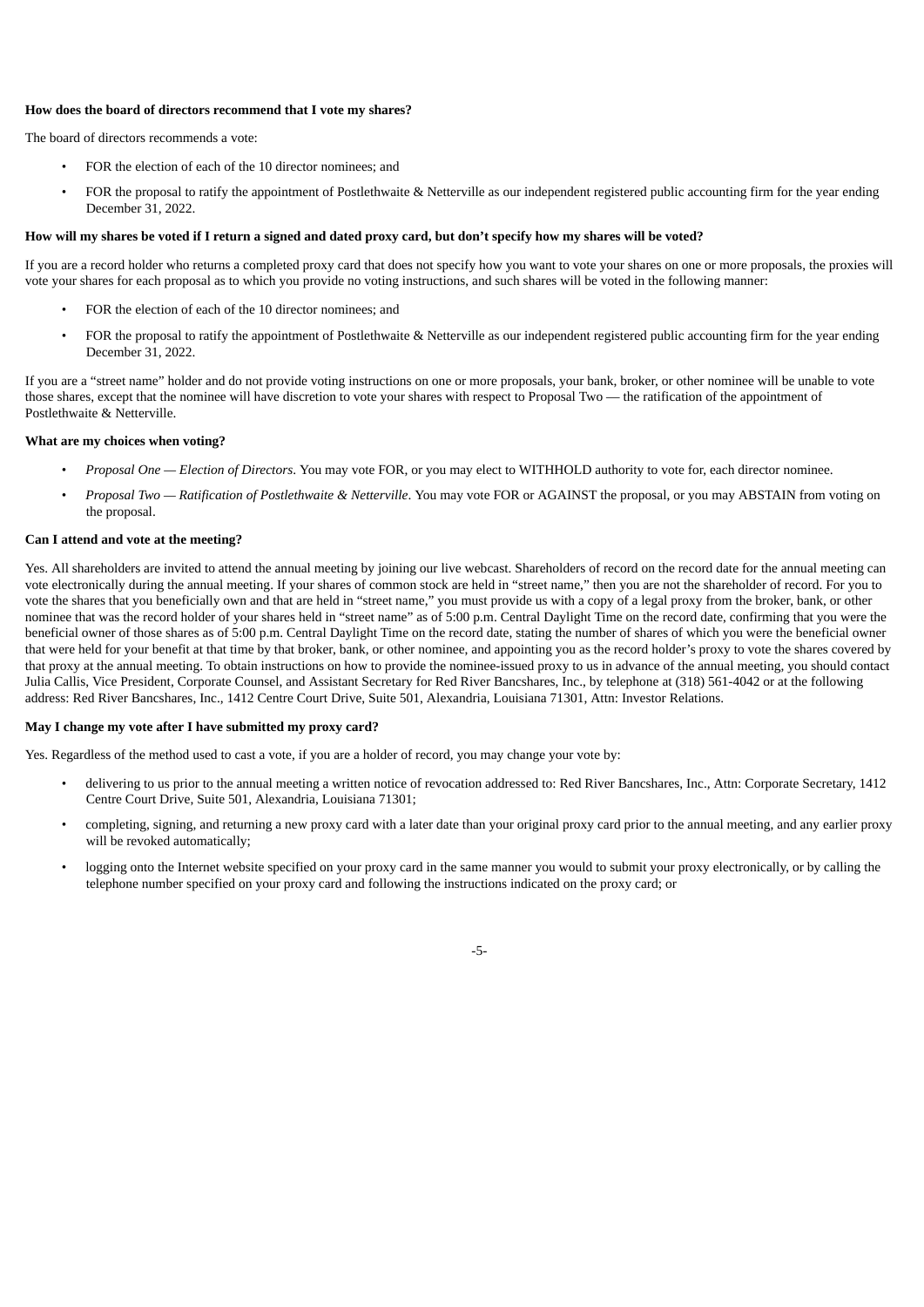**How does the board of directors recommend that I vote my shares?**

The board of directors recommends a vote:

- FOR the election of each of the 10 director nominees; and
- FOR the proposal to ratify the appointment of Postlethwaite & Netterville as our independent registered public accounting firm for the year ending December 31, 2022.

**How will my shares be voted if I return a signed and dated proxy card, but don't specify how my shares will be voted?**

If you are a record holder who returns a completed proxy card that does not specify how you want to vote your shares on one or more proposals, the proxies will vote your shares for each proposal as to which you provide no voting instructions, and such shares will be voted in the following manner:

- FOR the election of each of the 10 director nominees; and
- FOR the proposal to ratify the appointment of Postlethwaite & Netterville as our independent registered public accounting firm for the year ending December 31, 2022.

If you are a "street name" holder and do not provide voting instructions on one or more proposals, your bank, broker, or other nominee will be unable to vote those shares, except that the nominee will have discretion to vote your shares with respect to Proposal Two — the ratification of the appointment of Postlethwaite & Netterville.

**What are my choices when voting?**

- *Proposal One — Election of Directors*. You may vote FOR, or you may elect to WITHHOLD authority to vote for, each director nominee.
- *Proposal Two — Ratification of Postlethwaite & Netterville*. You may vote FOR or AGAINST the proposal, or you may ABSTAIN from voting on the proposal.

**Can I attend and vote at the meeting?**

Yes. All shareholders are invited to attend the annual meeting by joining our live webcast. Shareholders of record on the record date for the annual meeting can vote electronically during the annual meeting. If your shares of common stock are held in "street name," then you are not the shareholder of record. For you to vote the shares that you beneficially own and that are held in "street name," you must provide us with a copy of a legal proxy from the broker, bank, or other nominee that was the record holder of your shares held in "street name" as of 5:00 p.m. Central Daylight Time on the record date, confirming that you were the beneficial owner of those shares as of 5:00 p.m. Central Daylight Time on the record date, stating the number of shares of which you were the beneficial owner that were held for your benefit at that time by that broker, bank, or other nominee, and appointing you as the record holder's proxy to vote the shares covered by that proxy at the annual meeting. To obtain instructions on how to provide the nominee-issued proxy to us in advance of the annual meeting, you should contact Julia Callis, Vice President, Corporate Counsel, and Assistant Secretary for Red River Bancshares, Inc., by telephone at (318) 561-4042 or at the following address: Red River Bancshares, Inc., 1412 Centre Court Drive, Suite 501, Alexandria, Louisiana 71301, Attn: Investor Relations.

**May I change my vote after I have submitted my proxy card?**

Yes. Regardless of the method used to cast a vote, if you are a holder of record, you may change your vote by:

- delivering to us prior to the annual meeting a written notice of revocation addressed to: Red River Bancshares, Inc., Attn: Corporate Secretary, 1412 Centre Court Drive, Suite 501, Alexandria, Louisiana 71301;
- completing, signing, and returning a new proxy card with a later date than your original proxy card prior to the annual meeting, and any earlier proxy will be revoked automatically;
- logging onto the Internet website specified on your proxy card in the same manner you would to submit your proxy electronically, or by calling the telephone number specified on your proxy card and following the instructions indicated on the proxy card; or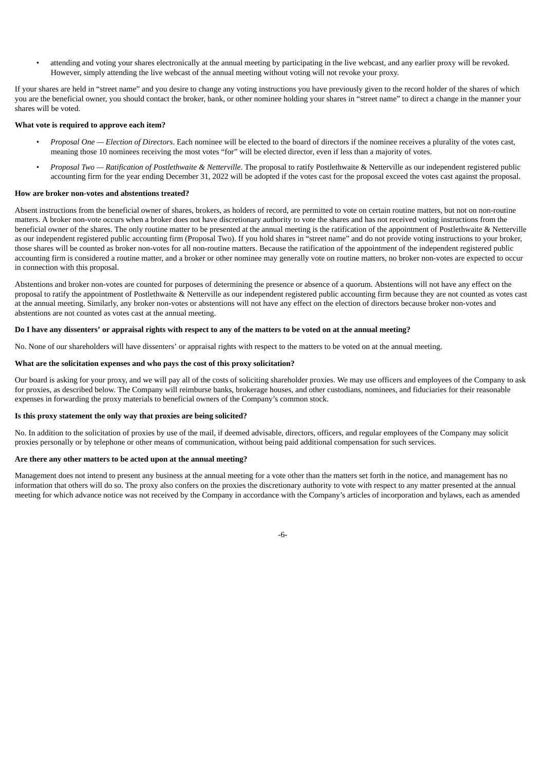- attending and voting your shares electronically at the annual meeting by participating in the live webcast, and any earlier proxy will be revoked. However, simply attending the live webcast of the annual meeting without voting will not revoke your proxy.

If your shares are held in "street name" and you desire to change any voting instructions you have previously given to the record holder of the shares of which you are the beneficial owner, you should contact the broker, bank, or other nominee holding your shares in "street name" to direct a change in the manner your shares will be voted.

**What vote is required to approve each item?**

- *Proposal One — Election of Directors*. Each nominee will be elected to the board of directors if the nominee receives a plurality of the votes cast, meaning those 10 nominees receiving the most votes "for" will be elected director, even if less than a majority of votes.
- *Proposal Two — Ratification of Postlethwaite & Netterville*. The proposal to ratify Postlethwaite & Netterville as our independent registered public accounting firm for the year ending December 31, 2022 will be adopted if the votes cast for the proposal exceed the votes cast against the proposal.

**How are broker non-votes and abstentions treated?**

Absent instructions from the beneficial owner of shares, brokers, as holders of record, are permitted to vote on certain routine matters, but not on non-routine matters. A broker non-vote occurs when a broker does not have discretionary authority to vote the shares and has not received voting instructions from the beneficial owner of the shares. The only routine matter to be presented at the annual meeting is the ratification of the appointment of Postlethwaite & Netterville as our independent registered public accounting firm (Proposal Two). If you hold shares in "street name" and do not provide voting instructions to your broker, those shares will be counted as broker non-votes for all non-routine matters. Because the ratification of the appointment of the independent registered public accounting firm is considered a routine matter, and a broker or other nominee may generally vote on routine matters, no broker non-votes are expected to occur in connection with this proposal.

Abstentions and broker non-votes are counted for purposes of determining the presence or absence of a quorum. Abstentions will not have any effect on the proposal to ratify the appointment of Postlethwaite & Netterville as our independent registered public accounting firm because they are not counted as votes cast at the annual meeting. Similarly, any broker non-votes or abstentions will not have any effect on the election of directors because broker non-votes and abstentions are not counted as votes cast at the annual meeting.

**Do I have any dissenters' or appraisal rights with respect to any of the matters to be voted on at the annual meeting?**

No. None of our shareholders will have dissenters' or appraisal rights with respect to the matters to be voted on at the annual meeting.

**What are the solicitation expenses and who pays the cost of this proxy solicitation?**

Our board is asking for your proxy, and we will pay all of the costs of soliciting shareholder proxies. We may use officers and employees of the Company to ask for proxies, as described below. The Company will reimburse banks, brokerage houses, and other custodians, nominees, and fiduciaries for their reasonable expenses in forwarding the proxy materials to beneficial owners of the Company's common stock.

**Is this proxy statement the only way that proxies are being solicited?**

No. In addition to the solicitation of proxies by use of the mail, if deemed advisable, directors, officers, and regular employees of the Company may solicit proxies personally or by telephone or other means of communication, without being paid additional compensation for such services.

**Are there any other matters to be acted upon at the annual meeting?**

Management does not intend to present any business at the annual meeting for a vote other than the matters set forth in the notice, and management has no information that others will do so. The proxy also confers on the proxies the discretionary authority to vote with respect to any matter presented at the annual meeting for which advance notice was not received by the Company in accordance with the Company's articles of incorporation and bylaws, each as amended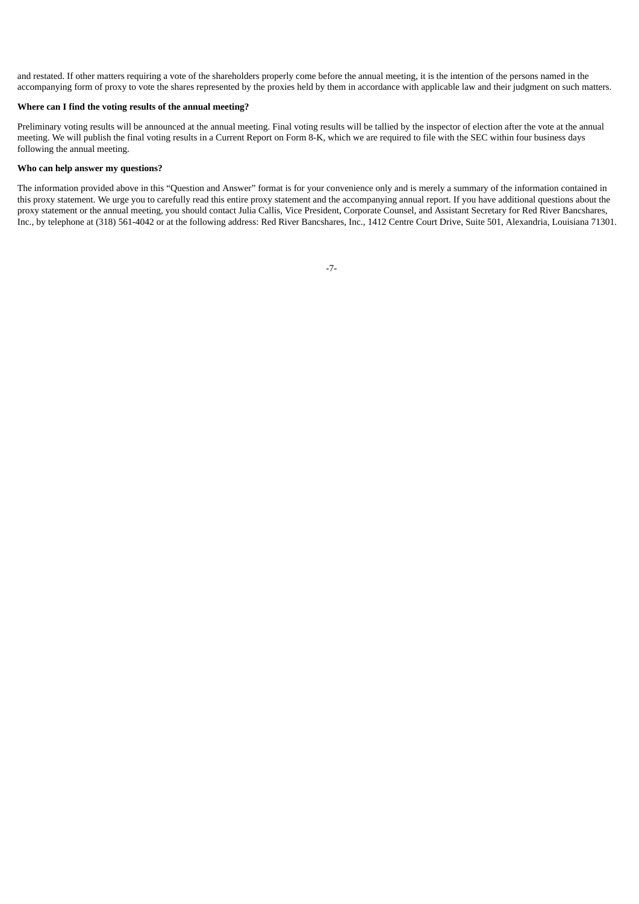and restated. If other matters requiring a vote of the shareholders properly come before the annual meeting, it is the intention of the persons named in the accompanying form of proxy to vote the shares represented by the proxies held by them in accordance with applicable law and their judgment on such matters.

**Where can I find the voting results of the annual meeting?**

Preliminary voting results will be announced at the annual meeting. Final voting results will be tallied by the inspector of election after the vote at the annual meeting. We will publish the final voting results in a Current Report on Form 8-K, which we are required to file with the SEC within four business days following the annual meeting.

**Who can help answer my questions?**

The information provided above in this "Question and Answer" format is for your convenience only and is merely a summary of the information contained in this proxy statement. We urge you to carefully read this entire proxy statement and the accompanying annual report. If you have additional questions about the proxy statement or the annual meeting, you should contact Julia Callis, Vice President, Corporate Counsel, and Assistant Secretary for Red River Bancshares, Inc., by telephone at (318) 561-4042 or at the following address: Red River Bancshares, Inc., 1412 Centre Court Drive, Suite 501, Alexandria, Louisiana 71301.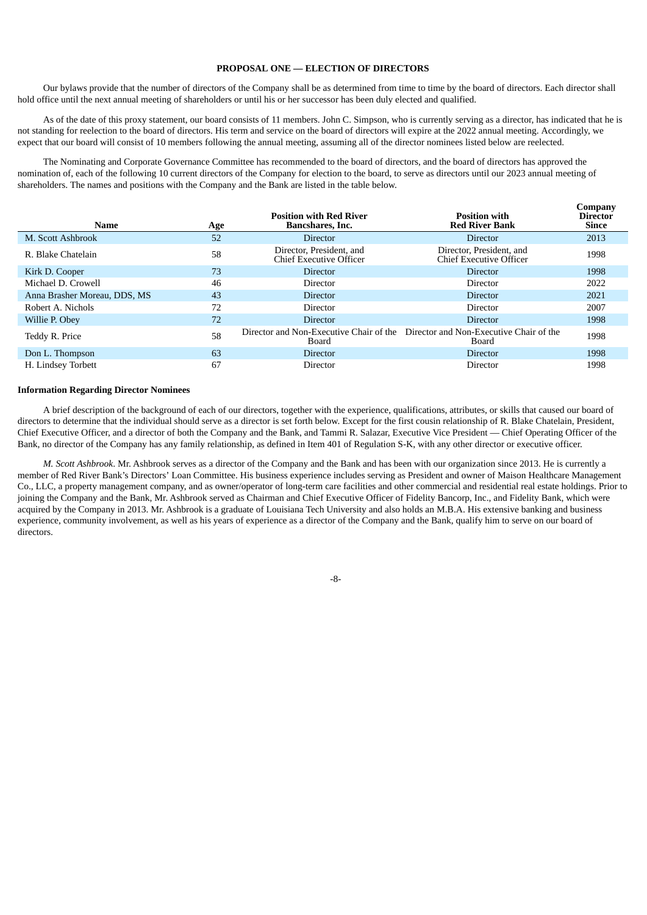### PROPOSAL ONE — ELECTION OF DIRECTORS

Our bylaws provide that the number of directors of the Company shall be as determined from time to time by the board of directors. Each director shall hold office until the next annual meeting of shareholders or until his or her successor has been duly elected and qualified.

As of the date of this proxy statement, our board consists of 11 members. John C. Simpson, who is currently serving as a director, has indicated that he is not standing for reelection to the board of directors. His term and service on the board of directors will expire at the 2022 annual meeting. Accordingly, we expect that our board will consist of 10 members following the annual meeting, assuming all of the director nominees listed below are reelected.

The Nominating and Corporate Governance Committee has recommended to the board of directors, and the board of directors has approved the nomination of, each of the following 10 current directors of the Company for election to the board, to serve as directors until our 2023 annual meeting of shareholders. The names and positions with the Company and the Bank are listed in the table below.

| Name | Age | Position with Red River Bancshares, Inc. | Position with Red River Bank | Company Director Since |
|---|---|---|---|---|
| M. Scott Ashbrook | 52 | Director | Director | 2013 |
| R. Blake Chatelain | 58 | Director, President, and Chief Executive Officer | Director, President, and Chief Executive Officer | 1998 |
| Kirk D. Cooper | 73 | Director | Director | 1998 |
| Michael D. Crowell | 46 | Director | Director | 2022 |
| Anna Brasher Moreau, DDS, MS | 43 | Director | Director | 2021 |
| Robert A. Nichols | 72 | Director | Director | 2007 |
| Willie P. Obey | 72 | Director | Director | 1998 |
| Teddy R. Price | 58 | Director and Non-Executive Chair of the Board | Director and Non-Executive Chair of the Board | 1998 |
| Don L. Thompson | 63 | Director | Director | 1998 |
| H. Lindsey Torbett | 67 | Director | Director | 1998 |

**Information Regarding Director Nominees**

A brief description of the background of each of our directors, together with the experience, qualifications, attributes, or skills that caused our board of directors to determine that the individual should serve as a director is set forth below. Except for the first cousin relationship of R. Blake Chatelain, President, Chief Executive Officer, and a director of both the Company and the Bank, and Tammi R. Salazar, Executive Vice President — Chief Operating Officer of the Bank, no director of the Company has any family relationship, as defined in Item 401 of Regulation S-K, with any other director or executive officer.

*M. Scott Ashbrook*. Mr. Ashbrook serves as a director of the Company and the Bank and has been with our organization since 2013. He is currently a member of Red River Bank's Directors' Loan Committee. His business experience includes serving as President and owner of Maison Healthcare Management Co., LLC, a property management company, and as owner/operator of long-term care facilities and other commercial and residential real estate holdings. Prior to joining the Company and the Bank, Mr. Ashbrook served as Chairman and Chief Executive Officer of Fidelity Bancorp, Inc., and Fidelity Bank, which were acquired by the Company in 2013. Mr. Ashbrook is a graduate of Louisiana Tech University and also holds an M.B.A. His extensive banking and business experience, community involvement, as well as his years of experience as a director of the Company and the Bank, qualify him to serve on our board of directors.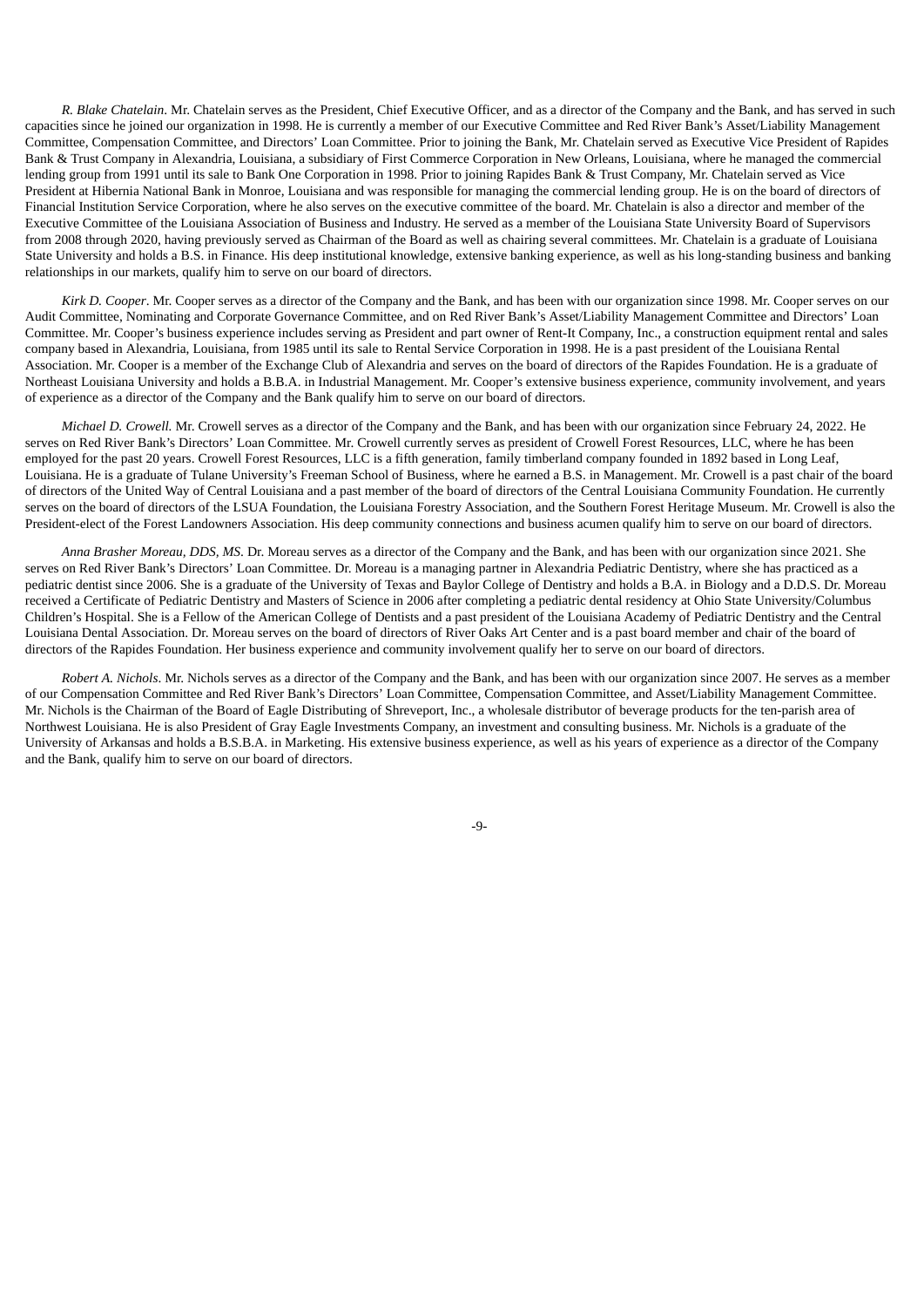*R. Blake Chatelain*. Mr. Chatelain serves as the President, Chief Executive Officer, and as a director of the Company and the Bank, and has served in such capacities since he joined our organization in 1998. He is currently a member of our Executive Committee and Red River Bank's Asset/Liability Management Committee, Compensation Committee, and Directors' Loan Committee. Prior to joining the Bank, Mr. Chatelain served as Executive Vice President of Rapides Bank & Trust Company in Alexandria, Louisiana, a subsidiary of First Commerce Corporation in New Orleans, Louisiana, where he managed the commercial lending group from 1991 until its sale to Bank One Corporation in 1998. Prior to joining Rapides Bank & Trust Company, Mr. Chatelain served as Vice President at Hibernia National Bank in Monroe, Louisiana and was responsible for managing the commercial lending group. He is on the board of directors of Financial Institution Service Corporation, where he also serves on the executive committee of the board. Mr. Chatelain is also a director and member of the Executive Committee of the Louisiana Association of Business and Industry. He served as a member of the Louisiana State University Board of Supervisors from 2008 through 2020, having previously served as Chairman of the Board as well as chairing several committees. Mr. Chatelain is a graduate of Louisiana State University and holds a B.S. in Finance. His deep institutional knowledge, extensive banking experience, as well as his long-standing business and banking relationships in our markets, qualify him to serve on our board of directors.

*Kirk D. Cooper*. Mr. Cooper serves as a director of the Company and the Bank, and has been with our organization since 1998. Mr. Cooper serves on our Audit Committee, Nominating and Corporate Governance Committee, and on Red River Bank's Asset/Liability Management Committee and Directors' Loan Committee. Mr. Cooper's business experience includes serving as President and part owner of Rent-It Company, Inc., a construction equipment rental and sales company based in Alexandria, Louisiana, from 1985 until its sale to Rental Service Corporation in 1998. He is a past president of the Louisiana Rental Association. Mr. Cooper is a member of the Exchange Club of Alexandria and serves on the board of directors of the Rapides Foundation. He is a graduate of Northeast Louisiana University and holds a B.B.A. in Industrial Management. Mr. Cooper's extensive business experience, community involvement, and years of experience as a director of the Company and the Bank qualify him to serve on our board of directors.

*Michael D. Crowell.* Mr. Crowell serves as a director of the Company and the Bank, and has been with our organization since February 24, 2022. He serves on Red River Bank's Directors' Loan Committee. Mr. Crowell currently serves as president of Crowell Forest Resources, LLC, where he has been employed for the past 20 years. Crowell Forest Resources, LLC is a fifth generation, family timberland company founded in 1892 based in Long Leaf, Louisiana. He is a graduate of Tulane University's Freeman School of Business, where he earned a B.S. in Management. Mr. Crowell is a past chair of the board of directors of the United Way of Central Louisiana and a past member of the board of directors of the Central Louisiana Community Foundation. He currently serves on the board of directors of the LSUA Foundation, the Louisiana Forestry Association, and the Southern Forest Heritage Museum. Mr. Crowell is also the President-elect of the Forest Landowners Association. His deep community connections and business acumen qualify him to serve on our board of directors.

*Anna Brasher Moreau, DDS, MS*. Dr. Moreau serves as a director of the Company and the Bank, and has been with our organization since 2021. She serves on Red River Bank's Directors' Loan Committee. Dr. Moreau is a managing partner in Alexandria Pediatric Dentistry, where she has practiced as a pediatric dentist since 2006. She is a graduate of the University of Texas and Baylor College of Dentistry and holds a B.A. in Biology and a D.D.S. Dr. Moreau received a Certificate of Pediatric Dentistry and Masters of Science in 2006 after completing a pediatric dental residency at Ohio State University/Columbus Children's Hospital. She is a Fellow of the American College of Dentists and a past president of the Louisiana Academy of Pediatric Dentistry and the Central Louisiana Dental Association. Dr. Moreau serves on the board of directors of River Oaks Art Center and is a past board member and chair of the board of directors of the Rapides Foundation. Her business experience and community involvement qualify her to serve on our board of directors.

*Robert A. Nichols*. Mr. Nichols serves as a director of the Company and the Bank, and has been with our organization since 2007. He serves as a member of our Compensation Committee and Red River Bank's Directors' Loan Committee, Compensation Committee, and Asset/Liability Management Committee. Mr. Nichols is the Chairman of the Board of Eagle Distributing of Shreveport, Inc., a wholesale distributor of beverage products for the ten-parish area of Northwest Louisiana. He is also President of Gray Eagle Investments Company, an investment and consulting business. Mr. Nichols is a graduate of the University of Arkansas and holds a B.S.B.A. in Marketing. His extensive business experience, as well as his years of experience as a director of the Company and the Bank, qualify him to serve on our board of directors.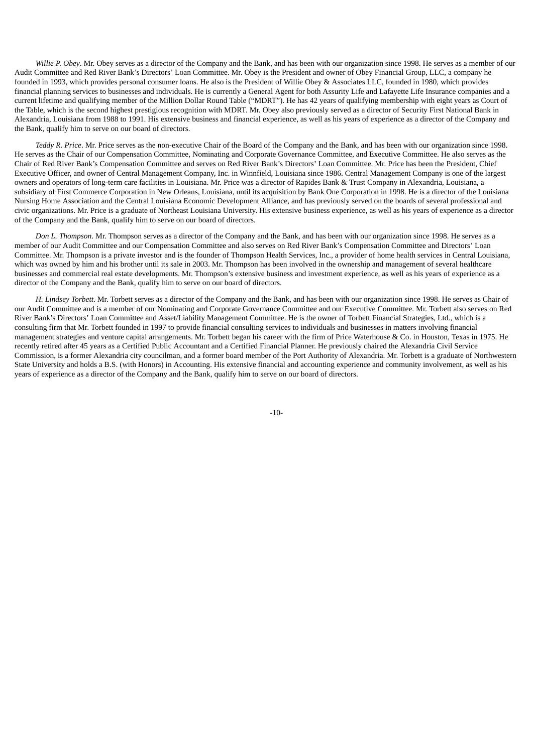*Willie P. Obey*. Mr. Obey serves as a director of the Company and the Bank, and has been with our organization since 1998. He serves as a member of our Audit Committee and Red River Bank's Directors' Loan Committee. Mr. Obey is the President and owner of Obey Financial Group, LLC, a company he founded in 1993, which provides personal consumer loans. He also is the President of Willie Obey & Associates LLC, founded in 1980, which provides financial planning services to businesses and individuals. He is currently a General Agent for both Assurity Life and Lafayette Life Insurance companies and a current lifetime and qualifying member of the Million Dollar Round Table ("MDRT"). He has 42 years of qualifying membership with eight years as Court of the Table, which is the second highest prestigious recognition with MDRT. Mr. Obey also previously served as a director of Security First National Bank in Alexandria, Louisiana from 1988 to 1991. His extensive business and financial experience, as well as his years of experience as a director of the Company and the Bank, qualify him to serve on our board of directors.

*Teddy R. Price*. Mr. Price serves as the non-executive Chair of the Board of the Company and the Bank, and has been with our organization since 1998. He serves as the Chair of our Compensation Committee, Nominating and Corporate Governance Committee, and Executive Committee. He also serves as the Chair of Red River Bank's Compensation Committee and serves on Red River Bank's Directors' Loan Committee. Mr. Price has been the President, Chief Executive Officer, and owner of Central Management Company, Inc. in Winnfield, Louisiana since 1986. Central Management Company is one of the largest owners and operators of long-term care facilities in Louisiana. Mr. Price was a director of Rapides Bank & Trust Company in Alexandria, Louisiana, a subsidiary of First Commerce Corporation in New Orleans, Louisiana, until its acquisition by Bank One Corporation in 1998. He is a director of the Louisiana Nursing Home Association and the Central Louisiana Economic Development Alliance, and has previously served on the boards of several professional and civic organizations. Mr. Price is a graduate of Northeast Louisiana University. His extensive business experience, as well as his years of experience as a director of the Company and the Bank, qualify him to serve on our board of directors.

*Don L. Thompson*. Mr. Thompson serves as a director of the Company and the Bank, and has been with our organization since 1998. He serves as a member of our Audit Committee and our Compensation Committee and also serves on Red River Bank's Compensation Committee and Directors' Loan Committee. Mr. Thompson is a private investor and is the founder of Thompson Health Services, Inc., a provider of home health services in Central Louisiana, which was owned by him and his brother until its sale in 2003. Mr. Thompson has been involved in the ownership and management of several healthcare businesses and commercial real estate developments. Mr. Thompson's extensive business and investment experience, as well as his years of experience as a director of the Company and the Bank, qualify him to serve on our board of directors.

*H. Lindsey Torbett*. Mr. Torbett serves as a director of the Company and the Bank, and has been with our organization since 1998. He serves as Chair of our Audit Committee and is a member of our Nominating and Corporate Governance Committee and our Executive Committee. Mr. Torbett also serves on Red River Bank's Directors' Loan Committee and Asset/Liability Management Committee. He is the owner of Torbett Financial Strategies, Ltd., which is a consulting firm that Mr. Torbett founded in 1997 to provide financial consulting services to individuals and businesses in matters involving financial management strategies and venture capital arrangements. Mr. Torbett began his career with the firm of Price Waterhouse & Co. in Houston, Texas in 1975. He recently retired after 45 years as a Certified Public Accountant and a Certified Financial Planner. He previously chaired the Alexandria Civil Service Commission, is a former Alexandria city councilman, and a former board member of the Port Authority of Alexandria. Mr. Torbett is a graduate of Northwestern State University and holds a B.S. (with Honors) in Accounting. His extensive financial and accounting experience and community involvement, as well as his years of experience as a director of the Company and the Bank, qualify him to serve on our board of directors.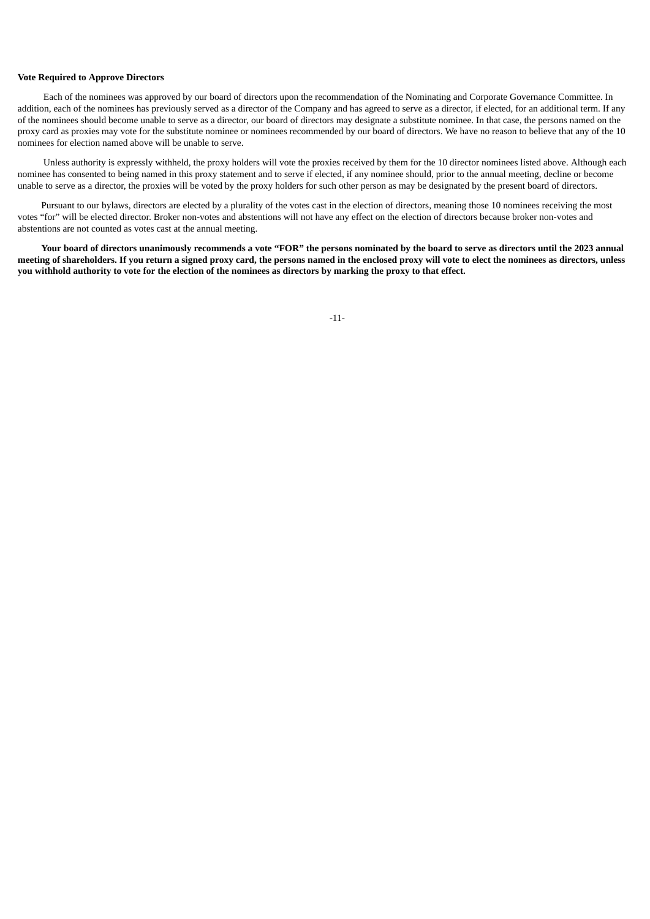**Vote Required to Approve Directors**

Each of the nominees was approved by our board of directors upon the recommendation of the Nominating and Corporate Governance Committee. In addition, each of the nominees has previously served as a director of the Company and has agreed to serve as a director, if elected, for an additional term. If any of the nominees should become unable to serve as a director, our board of directors may designate a substitute nominee. In that case, the persons named on the proxy card as proxies may vote for the substitute nominee or nominees recommended by our board of directors. We have no reason to believe that any of the 10 nominees for election named above will be unable to serve.

Unless authority is expressly withheld, the proxy holders will vote the proxies received by them for the 10 director nominees listed above. Although each nominee has consented to being named in this proxy statement and to serve if elected, if any nominee should, prior to the annual meeting, decline or become unable to serve as a director, the proxies will be voted by the proxy holders for such other person as may be designated by the present board of directors.

Pursuant to our bylaws, directors are elected by a plurality of the votes cast in the election of directors, meaning those 10 nominees receiving the most votes "for" will be elected director. Broker non-votes and abstentions will not have any effect on the election of directors because broker non-votes and abstentions are not counted as votes cast at the annual meeting.

**Your board of directors unanimously recommends a vote "FOR" the persons nominated by the board to serve as directors until the 2023 annual meeting of shareholders. If you return a signed proxy card, the persons named in the enclosed proxy will vote to elect the nominees as directors, unless you withhold authority to vote for the election of the nominees as directors by marking the proxy to that effect.**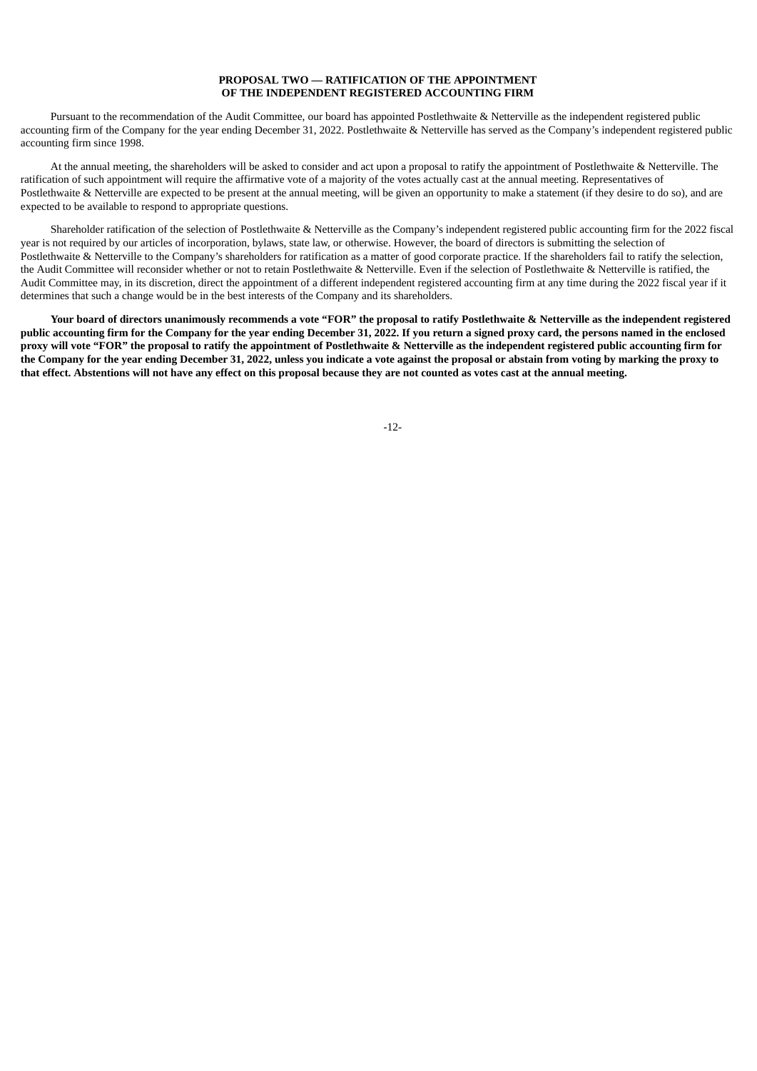## PROPOSAL TWO — RATIFICATION OF THE APPOINTMENT OF THE INDEPENDENT REGISTERED ACCOUNTING FIRM

Pursuant to the recommendation of the Audit Committee, our board has appointed Postlethwaite & Netterville as the independent registered public accounting firm of the Company for the year ending December 31, 2022. Postlethwaite & Netterville has served as the Company's independent registered public accounting firm since 1998.

At the annual meeting, the shareholders will be asked to consider and act upon a proposal to ratify the appointment of Postlethwaite & Netterville. The ratification of such appointment will require the affirmative vote of a majority of the votes actually cast at the annual meeting. Representatives of Postlethwaite & Netterville are expected to be present at the annual meeting, will be given an opportunity to make a statement (if they desire to do so), and are expected to be available to respond to appropriate questions.

Shareholder ratification of the selection of Postlethwaite & Netterville as the Company's independent registered public accounting firm for the 2022 fiscal year is not required by our articles of incorporation, bylaws, state law, or otherwise. However, the board of directors is submitting the selection of Postlethwaite & Netterville to the Company's shareholders for ratification as a matter of good corporate practice. If the shareholders fail to ratify the selection, the Audit Committee will reconsider whether or not to retain Postlethwaite & Netterville. Even if the selection of Postlethwaite & Netterville is ratified, the Audit Committee may, in its discretion, direct the appointment of a different independent registered accounting firm at any time during the 2022 fiscal year if it determines that such a change would be in the best interests of the Company and its shareholders.

**Your board of directors unanimously recommends a vote "FOR" the proposal to ratify Postlethwaite & Netterville as the independent registered public accounting firm for the Company for the year ending December 31, 2022. If you return a signed proxy card, the persons named in the enclosed proxy will vote "FOR" the proposal to ratify the appointment of Postlethwaite & Netterville as the independent registered public accounting firm for the Company for the year ending December 31, 2022, unless you indicate a vote against the proposal or abstain from voting by marking the proxy to that effect. Abstentions will not have any effect on this proposal because they are not counted as votes cast at the annual meeting.**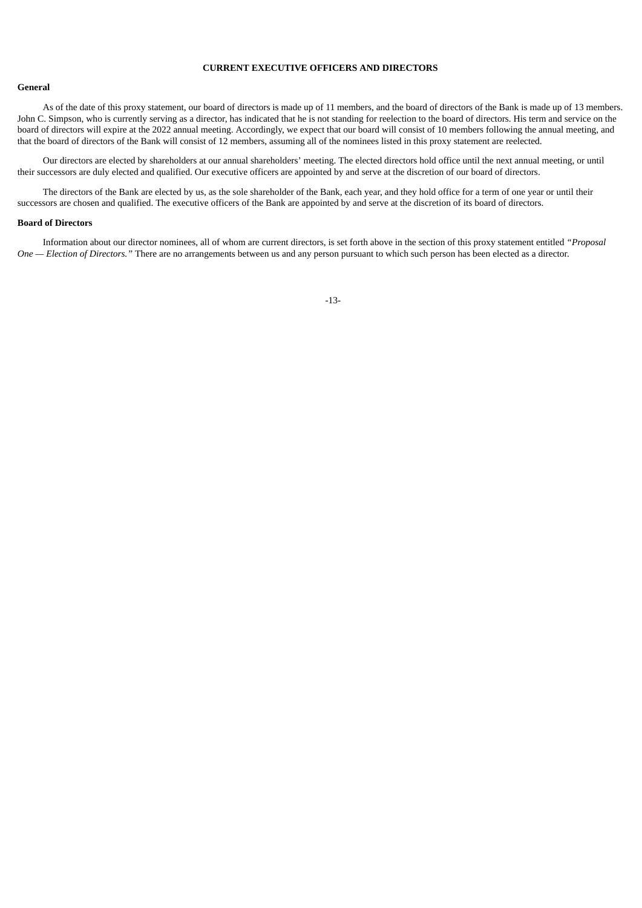## CURRENT EXECUTIVE OFFICERS AND DIRECTORS

### General

As of the date of this proxy statement, our board of directors is made up of 11 members, and the board of directors of the Bank is made up of 13 members. John C. Simpson, who is currently serving as a director, has indicated that he is not standing for reelection to the board of directors. His term and service on the board of directors will expire at the 2022 annual meeting. Accordingly, we expect that our board will consist of 10 members following the annual meeting, and that the board of directors of the Bank will consist of 12 members, assuming all of the nominees listed in this proxy statement are reelected.

Our directors are elected by shareholders at our annual shareholders' meeting. The elected directors hold office until the next annual meeting, or until their successors are duly elected and qualified. Our executive officers are appointed by and serve at the discretion of our board of directors.

The directors of the Bank are elected by us, as the sole shareholder of the Bank, each year, and they hold office for a term of one year or until their successors are chosen and qualified. The executive officers of the Bank are appointed by and serve at the discretion of its board of directors.

### Board of Directors

Information about our director nominees, all of whom are current directors, is set forth above in the section of this proxy statement entitled *"Proposal One — Election of Directors."* There are no arrangements between us and any person pursuant to which such person has been elected as a director.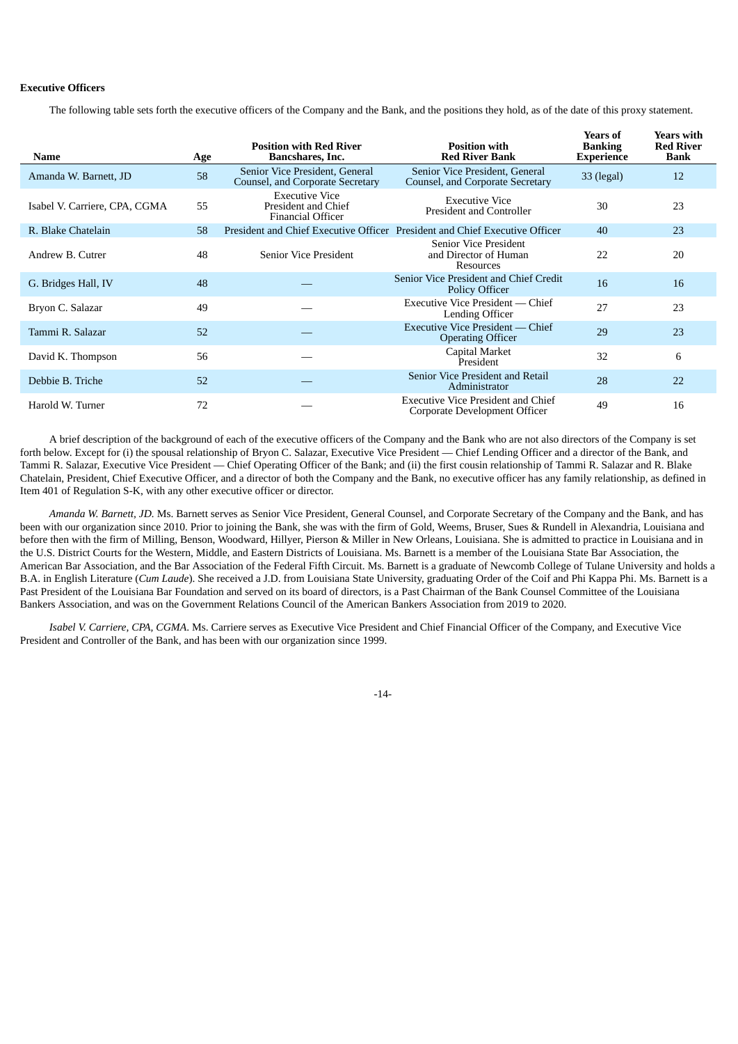**Executive Officers**

The following table sets forth the executive officers of the Company and the Bank, and the positions they hold, as of the date of this proxy statement.

| Name | Age | Position with Red River Bancshares, Inc. | Position with Red River Bank | Years of Banking Experience | Years with Red River Bank |
|---|---|---|---|---|---|
| Amanda W. Barnett, JD | 58 | Senior Vice President, General Counsel, and Corporate Secretary | Senior Vice President, General Counsel, and Corporate Secretary | 33 (legal) | 12 |
| Isabel V. Carriere, CPA, CGMA | 55 | Executive Vice President and Chief Financial Officer | Executive Vice President and Controller | 30 | 23 |
| R. Blake Chatelain | 58 | President and Chief Executive Officer | President and Chief Executive Officer | 40 | 23 |
| Andrew B. Cutrer | 48 | Senior Vice President | Senior Vice President and Director of Human Resources | 22 | 20 |
| G. Bridges Hall, IV | 48 | — | Senior Vice President and Chief Credit Policy Officer | 16 | 16 |
| Bryon C. Salazar | 49 | — | Executive Vice President — Chief Lending Officer | 27 | 23 |
| Tammi R. Salazar | 52 | — | Executive Vice President — Chief Operating Officer | 29 | 23 |
| David K. Thompson | 56 | — | Capital Market President | 32 | 6 |
| Debbie B. Triche | 52 | — | Senior Vice President and Retail Administrator | 28 | 22 |
| Harold W. Turner | 72 | — | Executive Vice President and Chief Corporate Development Officer | 49 | 16 |

A brief description of the background of each of the executive officers of the Company and the Bank who are not also directors of the Company is set forth below. Except for (i) the spousal relationship of Bryon C. Salazar, Executive Vice President — Chief Lending Officer and a director of the Bank, and Tammi R. Salazar, Executive Vice President — Chief Operating Officer of the Bank; and (ii) the first cousin relationship of Tammi R. Salazar and R. Blake Chatelain, President, Chief Executive Officer, and a director of both the Company and the Bank, no executive officer has any family relationship, as defined in Item 401 of Regulation S-K, with any other executive officer or director.

*Amanda W. Barnett, JD.* Ms. Barnett serves as Senior Vice President, General Counsel, and Corporate Secretary of the Company and the Bank, and has been with our organization since 2010. Prior to joining the Bank, she was with the firm of Gold, Weems, Bruser, Sues & Rundell in Alexandria, Louisiana and before then with the firm of Milling, Benson, Woodward, Hillyer, Pierson & Miller in New Orleans, Louisiana. She is admitted to practice in Louisiana and in the U.S. District Courts for the Western, Middle, and Eastern Districts of Louisiana. Ms. Barnett is a member of the Louisiana State Bar Association, the American Bar Association, and the Bar Association of the Federal Fifth Circuit. Ms. Barnett is a graduate of Newcomb College of Tulane University and holds a B.A. in English Literature (*Cum Laude*). She received a J.D. from Louisiana State University, graduating Order of the Coif and Phi Kappa Phi. Ms. Barnett is a Past President of the Louisiana Bar Foundation and served on its board of directors, is a Past Chairman of the Bank Counsel Committee of the Louisiana Bankers Association, and was on the Government Relations Council of the American Bankers Association from 2019 to 2020.

*Isabel V. Carriere, CPA, CGMA.* Ms. Carriere serves as Executive Vice President and Chief Financial Officer of the Company, and Executive Vice President and Controller of the Bank, and has been with our organization since 1999.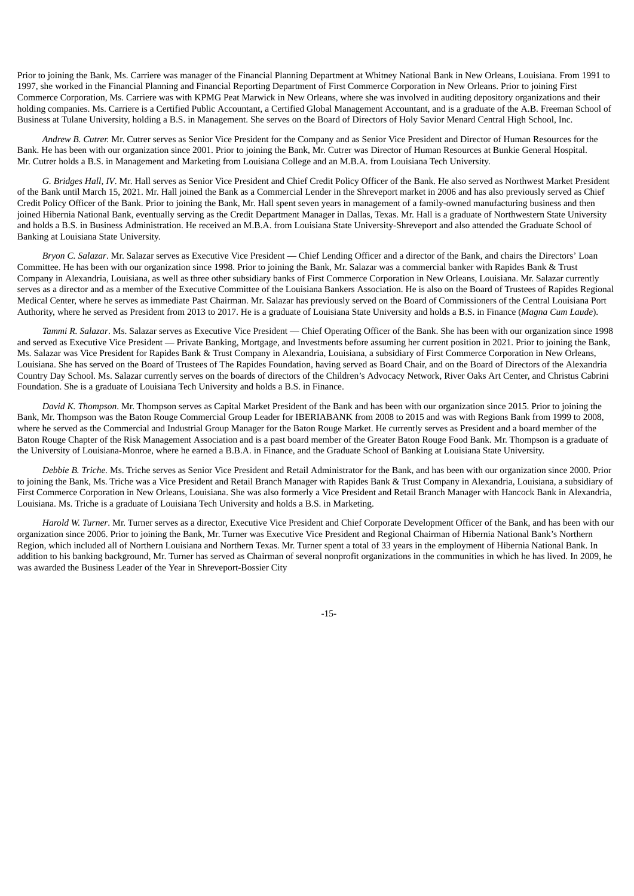Prior to joining the Bank, Ms. Carriere was manager of the Financial Planning Department at Whitney National Bank in New Orleans, Louisiana. From 1991 to 1997, she worked in the Financial Planning and Financial Reporting Department of First Commerce Corporation in New Orleans. Prior to joining First Commerce Corporation, Ms. Carriere was with KPMG Peat Marwick in New Orleans, where she was involved in auditing depository organizations and their holding companies. Ms. Carriere is a Certified Public Accountant, a Certified Global Management Accountant, and is a graduate of the A.B. Freeman School of Business at Tulane University, holding a B.S. in Management. She serves on the Board of Directors of Holy Savior Menard Central High School, Inc.

*Andrew B. Cutrer.* Mr. Cutrer serves as Senior Vice President for the Company and as Senior Vice President and Director of Human Resources for the Bank. He has been with our organization since 2001. Prior to joining the Bank, Mr. Cutrer was Director of Human Resources at Bunkie General Hospital. Mr. Cutrer holds a B.S. in Management and Marketing from Louisiana College and an M.B.A. from Louisiana Tech University.

*G. Bridges Hall, IV*. Mr. Hall serves as Senior Vice President and Chief Credit Policy Officer of the Bank. He also served as Northwest Market President of the Bank until March 15, 2021. Mr. Hall joined the Bank as a Commercial Lender in the Shreveport market in 2006 and has also previously served as Chief Credit Policy Officer of the Bank. Prior to joining the Bank, Mr. Hall spent seven years in management of a family-owned manufacturing business and then joined Hibernia National Bank, eventually serving as the Credit Department Manager in Dallas, Texas. Mr. Hall is a graduate of Northwestern State University and holds a B.S. in Business Administration. He received an M.B.A. from Louisiana State University-Shreveport and also attended the Graduate School of Banking at Louisiana State University.

*Bryon C. Salazar*. Mr. Salazar serves as Executive Vice President — Chief Lending Officer and a director of the Bank, and chairs the Directors' Loan Committee. He has been with our organization since 1998. Prior to joining the Bank, Mr. Salazar was a commercial banker with Rapides Bank & Trust Company in Alexandria, Louisiana, as well as three other subsidiary banks of First Commerce Corporation in New Orleans, Louisiana. Mr. Salazar currently serves as a director and as a member of the Executive Committee of the Louisiana Bankers Association. He is also on the Board of Trustees of Rapides Regional Medical Center, where he serves as immediate Past Chairman. Mr. Salazar has previously served on the Board of Commissioners of the Central Louisiana Port Authority, where he served as President from 2013 to 2017. He is a graduate of Louisiana State University and holds a B.S. in Finance (*Magna Cum Laude*).

*Tammi R. Salazar*. Ms. Salazar serves as Executive Vice President — Chief Operating Officer of the Bank. She has been with our organization since 1998 and served as Executive Vice President — Private Banking, Mortgage, and Investments before assuming her current position in 2021. Prior to joining the Bank, Ms. Salazar was Vice President for Rapides Bank & Trust Company in Alexandria, Louisiana, a subsidiary of First Commerce Corporation in New Orleans, Louisiana. She has served on the Board of Trustees of The Rapides Foundation, having served as Board Chair, and on the Board of Directors of the Alexandria Country Day School. Ms. Salazar currently serves on the boards of directors of the Children's Advocacy Network, River Oaks Art Center, and Christus Cabrini Foundation. She is a graduate of Louisiana Tech University and holds a B.S. in Finance.

*David K. Thompson*. Mr. Thompson serves as Capital Market President of the Bank and has been with our organization since 2015. Prior to joining the Bank, Mr. Thompson was the Baton Rouge Commercial Group Leader for IBERIABANK from 2008 to 2015 and was with Regions Bank from 1999 to 2008, where he served as the Commercial and Industrial Group Manager for the Baton Rouge Market. He currently serves as President and a board member of the Baton Rouge Chapter of the Risk Management Association and is a past board member of the Greater Baton Rouge Food Bank. Mr. Thompson is a graduate of the University of Louisiana-Monroe, where he earned a B.B.A. in Finance, and the Graduate School of Banking at Louisiana State University.

*Debbie B. Triche.* Ms. Triche serves as Senior Vice President and Retail Administrator for the Bank, and has been with our organization since 2000. Prior to joining the Bank, Ms. Triche was a Vice President and Retail Branch Manager with Rapides Bank & Trust Company in Alexandria, Louisiana, a subsidiary of First Commerce Corporation in New Orleans, Louisiana. She was also formerly a Vice President and Retail Branch Manager with Hancock Bank in Alexandria, Louisiana. Ms. Triche is a graduate of Louisiana Tech University and holds a B.S. in Marketing.

*Harold W. Turner*. Mr. Turner serves as a director, Executive Vice President and Chief Corporate Development Officer of the Bank, and has been with our organization since 2006. Prior to joining the Bank, Mr. Turner was Executive Vice President and Regional Chairman of Hibernia National Bank's Northern Region, which included all of Northern Louisiana and Northern Texas. Mr. Turner spent a total of 33 years in the employment of Hibernia National Bank. In addition to his banking background, Mr. Turner has served as Chairman of several nonprofit organizations in the communities in which he has lived. In 2009, he was awarded the Business Leader of the Year in Shreveport-Bossier City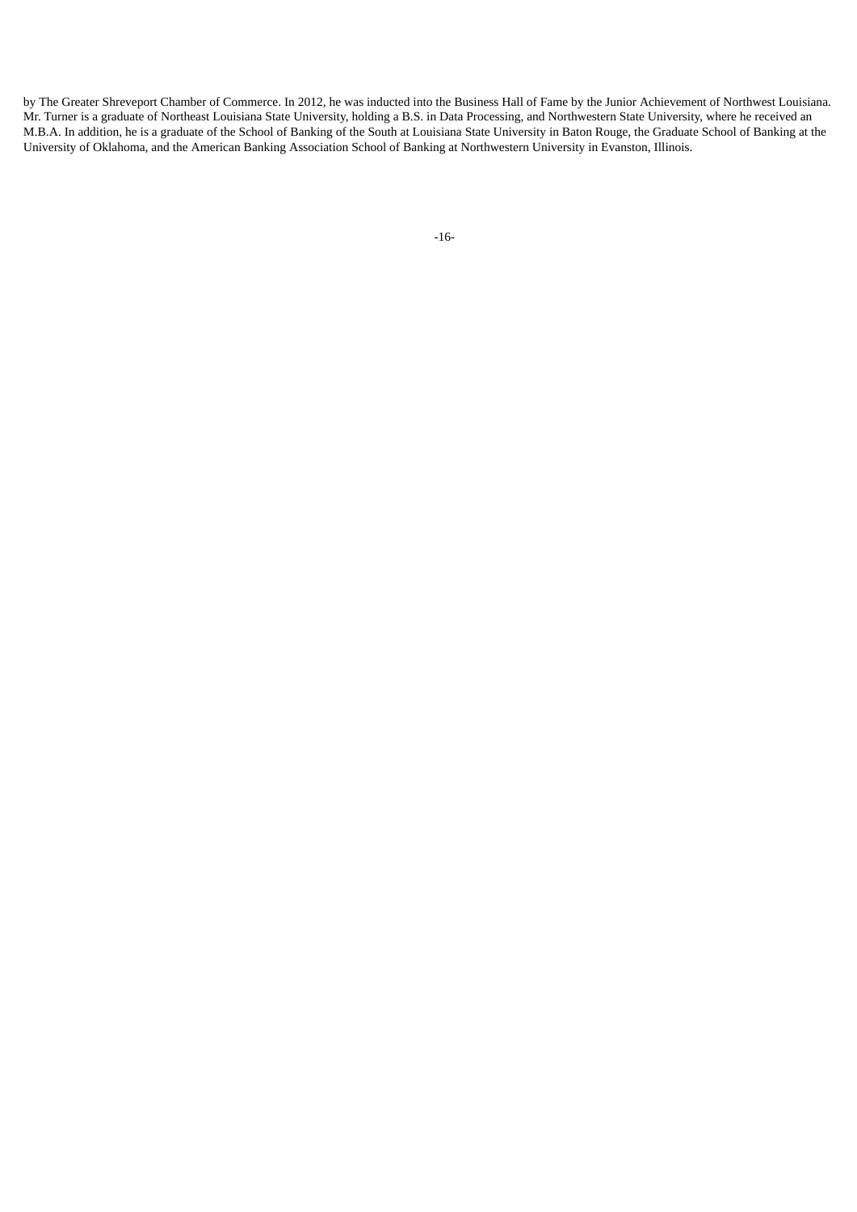by The Greater Shreveport Chamber of Commerce. In 2012, he was inducted into the Business Hall of Fame by the Junior Achievement of Northwest Louisiana. Mr. Turner is a graduate of Northeast Louisiana State University, holding a B.S. in Data Processing, and Northwestern State University, where he received an M.B.A. In addition, he is a graduate of the School of Banking of the South at Louisiana State University in Baton Rouge, the Graduate School of Banking at the University of Oklahoma, and the American Banking Association School of Banking at Northwestern University in Evanston, Illinois.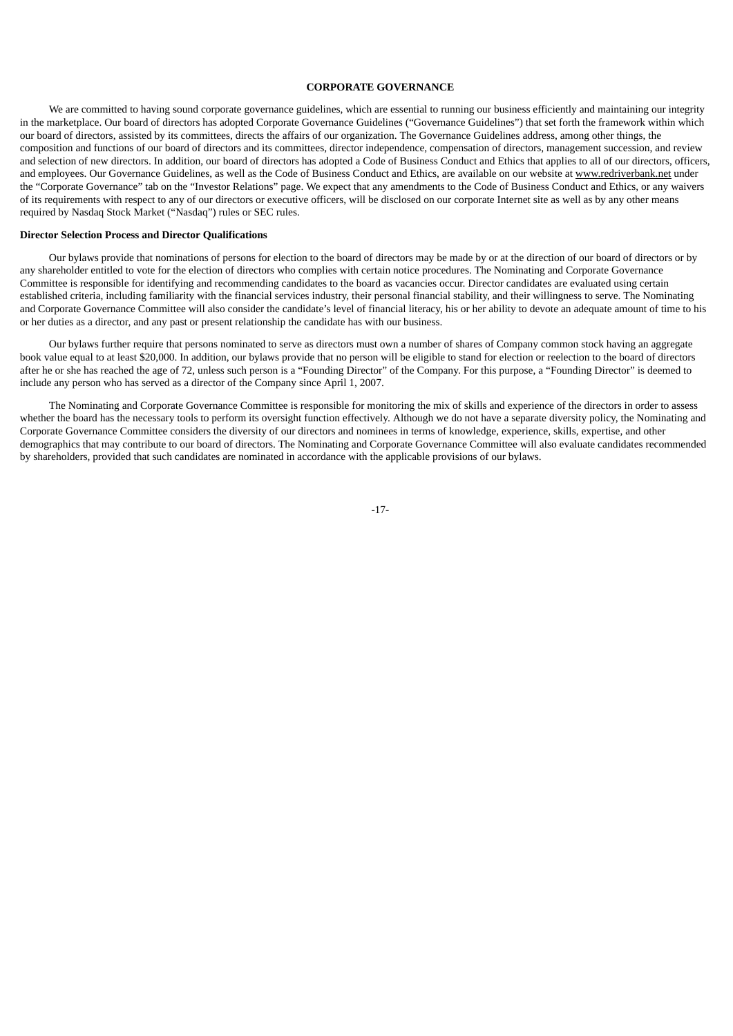## CORPORATE GOVERNANCE

We are committed to having sound corporate governance guidelines, which are essential to running our business efficiently and maintaining our integrity in the marketplace. Our board of directors has adopted Corporate Governance Guidelines ("Governance Guidelines") that set forth the framework within which our board of directors, assisted by its committees, directs the affairs of our organization. The Governance Guidelines address, among other things, the composition and functions of our board of directors and its committees, director independence, compensation of directors, management succession, and review and selection of new directors. In addition, our board of directors has adopted a Code of Business Conduct and Ethics that applies to all of our directors, officers, and employees. Our Governance Guidelines, as well as the Code of Business Conduct and Ethics, are available on our website at www.redriverbank.net under the "Corporate Governance" tab on the "Investor Relations" page. We expect that any amendments to the Code of Business Conduct and Ethics, or any waivers of its requirements with respect to any of our directors or executive officers, will be disclosed on our corporate Internet site as well as by any other means required by Nasdaq Stock Market ("Nasdaq") rules or SEC rules.

**Director Selection Process and Director Qualifications**

Our bylaws provide that nominations of persons for election to the board of directors may be made by or at the direction of our board of directors or by any shareholder entitled to vote for the election of directors who complies with certain notice procedures. The Nominating and Corporate Governance Committee is responsible for identifying and recommending candidates to the board as vacancies occur. Director candidates are evaluated using certain established criteria, including familiarity with the financial services industry, their personal financial stability, and their willingness to serve. The Nominating and Corporate Governance Committee will also consider the candidate's level of financial literacy, his or her ability to devote an adequate amount of time to his or her duties as a director, and any past or present relationship the candidate has with our business.

Our bylaws further require that persons nominated to serve as directors must own a number of shares of Company common stock having an aggregate book value equal to at least $20,000. In addition, our bylaws provide that no person will be eligible to stand for election or reelection to the board of directors after he or she has reached the age of 72, unless such person is a "Founding Director" of the Company. For this purpose, a "Founding Director" is deemed to include any person who has served as a director of the Company since April 1, 2007.

The Nominating and Corporate Governance Committee is responsible for monitoring the mix of skills and experience of the directors in order to assess whether the board has the necessary tools to perform its oversight function effectively. Although we do not have a separate diversity policy, the Nominating and Corporate Governance Committee considers the diversity of our directors and nominees in terms of knowledge, experience, skills, expertise, and other demographics that may contribute to our board of directors. The Nominating and Corporate Governance Committee will also evaluate candidates recommended by shareholders, provided that such candidates are nominated in accordance with the applicable provisions of our bylaws.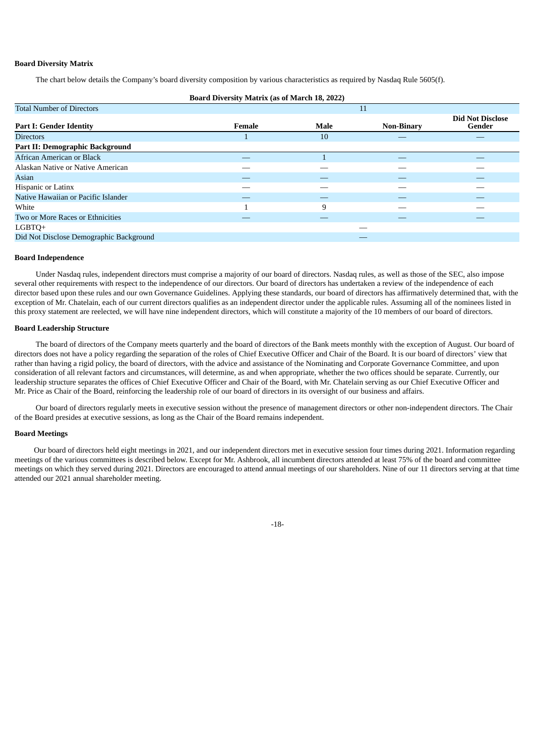**Board Diversity Matrix**

The chart below details the Company's board diversity composition by various characteristics as required by Nasdaq Rule 5605(f).

**Board Diversity Matrix (as of March 18, 2022)**

| Total Number of Directors | 11 | | | |
|---|---|---|---|---|
| **Part I: Gender Identity** | **Female** | **Male** | **Non-Binary** | **Did Not Disclose Gender** |
| Directors | 1 | 10 | — | — |
| **Part II: Demographic Background** | | | | |
| African American or Black | — | 1 | — | — |
| Alaskan Native or Native American | — | — | — | — |
| Asian | — | — | — | — |
| Hispanic or Latinx | — | — | — | — |
| Native Hawaiian or Pacific Islander | — | — | — | — |
| White | 1 | 9 | — | — |
| Two or More Races or Ethnicities | — | — | — | — |
| LGBTQ+ | — | | | |
| Did Not Disclose Demographic Background | — | | | |

**Board Independence**

Under Nasdaq rules, independent directors must comprise a majority of our board of directors. Nasdaq rules, as well as those of the SEC, also impose several other requirements with respect to the independence of our directors. Our board of directors has undertaken a review of the independence of each director based upon these rules and our own Governance Guidelines. Applying these standards, our board of directors has affirmatively determined that, with the exception of Mr. Chatelain, each of our current directors qualifies as an independent director under the applicable rules. Assuming all of the nominees listed in this proxy statement are reelected, we will have nine independent directors, which will constitute a majority of the 10 members of our board of directors.

**Board Leadership Structure**

The board of directors of the Company meets quarterly and the board of directors of the Bank meets monthly with the exception of August. Our board of directors does not have a policy regarding the separation of the roles of Chief Executive Officer and Chair of the Board. It is our board of directors' view that rather than having a rigid policy, the board of directors, with the advice and assistance of the Nominating and Corporate Governance Committee, and upon consideration of all relevant factors and circumstances, will determine, as and when appropriate, whether the two offices should be separate. Currently, our leadership structure separates the offices of Chief Executive Officer and Chair of the Board, with Mr. Chatelain serving as our Chief Executive Officer and Mr. Price as Chair of the Board, reinforcing the leadership role of our board of directors in its oversight of our business and affairs.

Our board of directors regularly meets in executive session without the presence of management directors or other non-independent directors. The Chair of the Board presides at executive sessions, as long as the Chair of the Board remains independent.

**Board Meetings**

Our board of directors held eight meetings in 2021, and our independent directors met in executive session four times during 2021. Information regarding meetings of the various committees is described below. Except for Mr. Ashbrook, all incumbent directors attended at least 75% of the board and committee meetings on which they served during 2021. Directors are encouraged to attend annual meetings of our shareholders. Nine of our 11 directors serving at that time attended our 2021 annual shareholder meeting.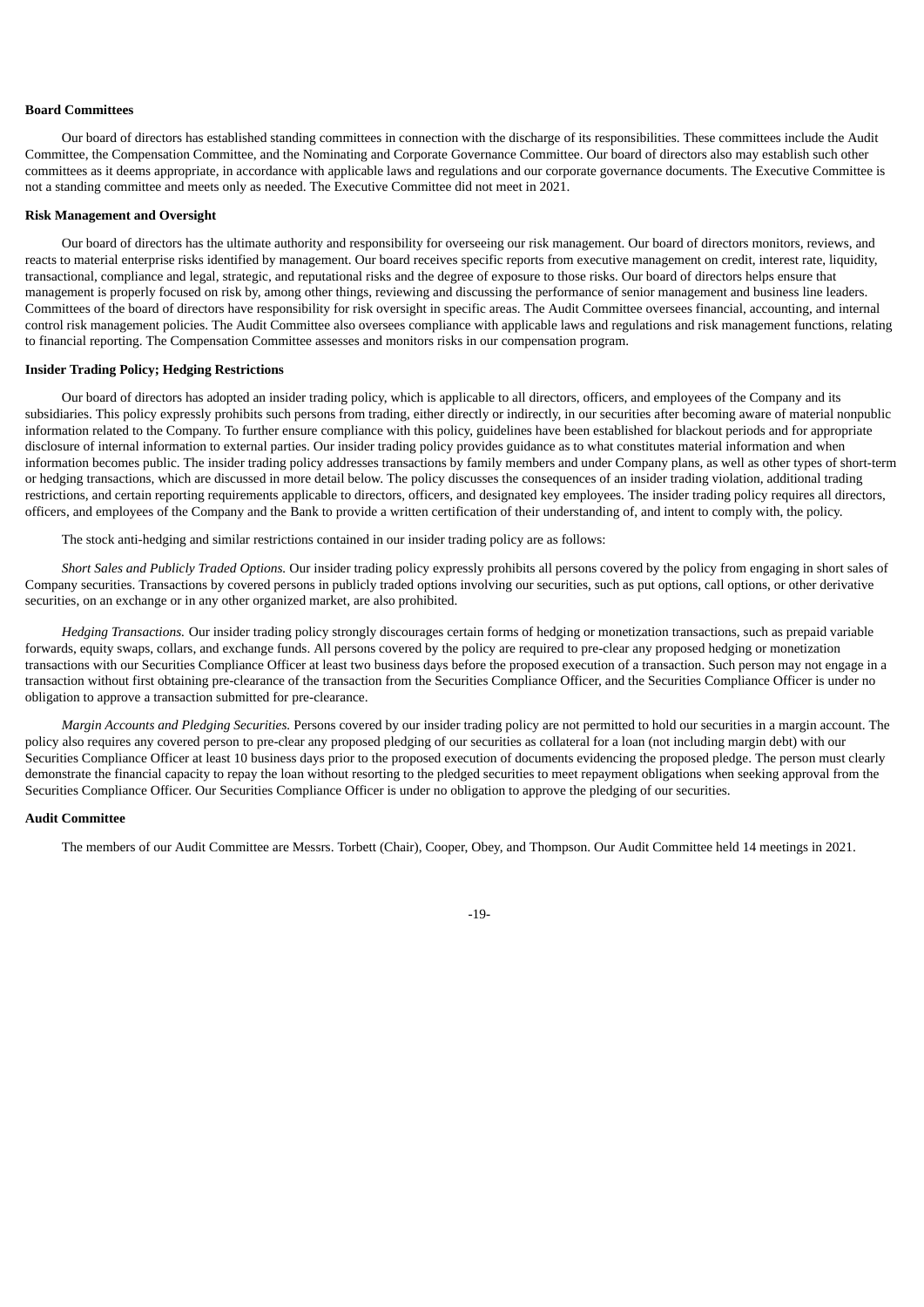**Board Committees**

Our board of directors has established standing committees in connection with the discharge of its responsibilities. These committees include the Audit Committee, the Compensation Committee, and the Nominating and Corporate Governance Committee. Our board of directors also may establish such other committees as it deems appropriate, in accordance with applicable laws and regulations and our corporate governance documents. The Executive Committee is not a standing committee and meets only as needed. The Executive Committee did not meet in 2021.

**Risk Management and Oversight**

Our board of directors has the ultimate authority and responsibility for overseeing our risk management. Our board of directors monitors, reviews, and reacts to material enterprise risks identified by management. Our board receives specific reports from executive management on credit, interest rate, liquidity, transactional, compliance and legal, strategic, and reputational risks and the degree of exposure to those risks. Our board of directors helps ensure that management is properly focused on risk by, among other things, reviewing and discussing the performance of senior management and business line leaders. Committees of the board of directors have responsibility for risk oversight in specific areas. The Audit Committee oversees financial, accounting, and internal control risk management policies. The Audit Committee also oversees compliance with applicable laws and regulations and risk management functions, relating to financial reporting. The Compensation Committee assesses and monitors risks in our compensation program.

**Insider Trading Policy; Hedging Restrictions**

Our board of directors has adopted an insider trading policy, which is applicable to all directors, officers, and employees of the Company and its subsidiaries. This policy expressly prohibits such persons from trading, either directly or indirectly, in our securities after becoming aware of material nonpublic information related to the Company. To further ensure compliance with this policy, guidelines have been established for blackout periods and for appropriate disclosure of internal information to external parties. Our insider trading policy provides guidance as to what constitutes material information and when information becomes public. The insider trading policy addresses transactions by family members and under Company plans, as well as other types of short-term or hedging transactions, which are discussed in more detail below. The policy discusses the consequences of an insider trading violation, additional trading restrictions, and certain reporting requirements applicable to directors, officers, and designated key employees. The insider trading policy requires all directors, officers, and employees of the Company and the Bank to provide a written certification of their understanding of, and intent to comply with, the policy.

The stock anti-hedging and similar restrictions contained in our insider trading policy are as follows:

*Short Sales and Publicly Traded Options.* Our insider trading policy expressly prohibits all persons covered by the policy from engaging in short sales of Company securities. Transactions by covered persons in publicly traded options involving our securities, such as put options, call options, or other derivative securities, on an exchange or in any other organized market, are also prohibited.

*Hedging Transactions.* Our insider trading policy strongly discourages certain forms of hedging or monetization transactions, such as prepaid variable forwards, equity swaps, collars, and exchange funds. All persons covered by the policy are required to pre-clear any proposed hedging or monetization transactions with our Securities Compliance Officer at least two business days before the proposed execution of a transaction. Such person may not engage in a transaction without first obtaining pre-clearance of the transaction from the Securities Compliance Officer, and the Securities Compliance Officer is under no obligation to approve a transaction submitted for pre-clearance.

*Margin Accounts and Pledging Securities.* Persons covered by our insider trading policy are not permitted to hold our securities in a margin account. The policy also requires any covered person to pre-clear any proposed pledging of our securities as collateral for a loan (not including margin debt) with our Securities Compliance Officer at least 10 business days prior to the proposed execution of documents evidencing the proposed pledge. The person must clearly demonstrate the financial capacity to repay the loan without resorting to the pledged securities to meet repayment obligations when seeking approval from the Securities Compliance Officer. Our Securities Compliance Officer is under no obligation to approve the pledging of our securities.

**Audit Committee**

The members of our Audit Committee are Messrs. Torbett (Chair), Cooper, Obey, and Thompson. Our Audit Committee held 14 meetings in 2021.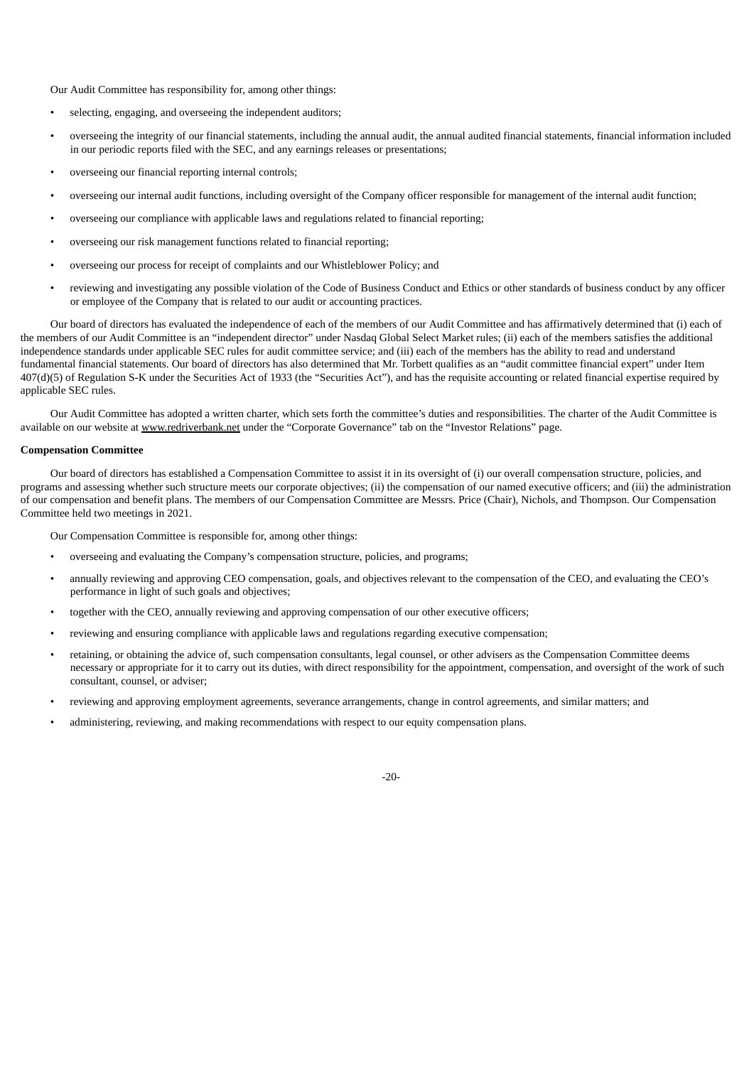Our Audit Committee has responsibility for, among other things:

- selecting, engaging, and overseeing the independent auditors;
- overseeing the integrity of our financial statements, including the annual audit, the annual audited financial statements, financial information included in our periodic reports filed with the SEC, and any earnings releases or presentations;
- overseeing our financial reporting internal controls;
- overseeing our internal audit functions, including oversight of the Company officer responsible for management of the internal audit function;
- overseeing our compliance with applicable laws and regulations related to financial reporting;
- overseeing our risk management functions related to financial reporting;
- overseeing our process for receipt of complaints and our Whistleblower Policy; and
- reviewing and investigating any possible violation of the Code of Business Conduct and Ethics or other standards of business conduct by any officer or employee of the Company that is related to our audit or accounting practices.

Our board of directors has evaluated the independence of each of the members of our Audit Committee and has affirmatively determined that (i) each of the members of our Audit Committee is an "independent director" under Nasdaq Global Select Market rules; (ii) each of the members satisfies the additional independence standards under applicable SEC rules for audit committee service; and (iii) each of the members has the ability to read and understand fundamental financial statements. Our board of directors has also determined that Mr. Torbett qualifies as an "audit committee financial expert" under Item 407(d)(5) of Regulation S-K under the Securities Act of 1933 (the "Securities Act"), and has the requisite accounting or related financial expertise required by applicable SEC rules.

Our Audit Committee has adopted a written charter, which sets forth the committee's duties and responsibilities. The charter of the Audit Committee is available on our website at www.redriverbank.net under the "Corporate Governance" tab on the "Investor Relations" page.

**Compensation Committee**

Our board of directors has established a Compensation Committee to assist it in its oversight of (i) our overall compensation structure, policies, and programs and assessing whether such structure meets our corporate objectives; (ii) the compensation of our named executive officers; and (iii) the administration of our compensation and benefit plans. The members of our Compensation Committee are Messrs. Price (Chair), Nichols, and Thompson. Our Compensation Committee held two meetings in 2021.

Our Compensation Committee is responsible for, among other things:

- overseeing and evaluating the Company's compensation structure, policies, and programs;
- annually reviewing and approving CEO compensation, goals, and objectives relevant to the compensation of the CEO, and evaluating the CEO's performance in light of such goals and objectives;
- together with the CEO, annually reviewing and approving compensation of our other executive officers;
- reviewing and ensuring compliance with applicable laws and regulations regarding executive compensation;
- retaining, or obtaining the advice of, such compensation consultants, legal counsel, or other advisers as the Compensation Committee deems necessary or appropriate for it to carry out its duties, with direct responsibility for the appointment, compensation, and oversight of the work of such consultant, counsel, or adviser;
- reviewing and approving employment agreements, severance arrangements, change in control agreements, and similar matters; and
- administering, reviewing, and making recommendations with respect to our equity compensation plans.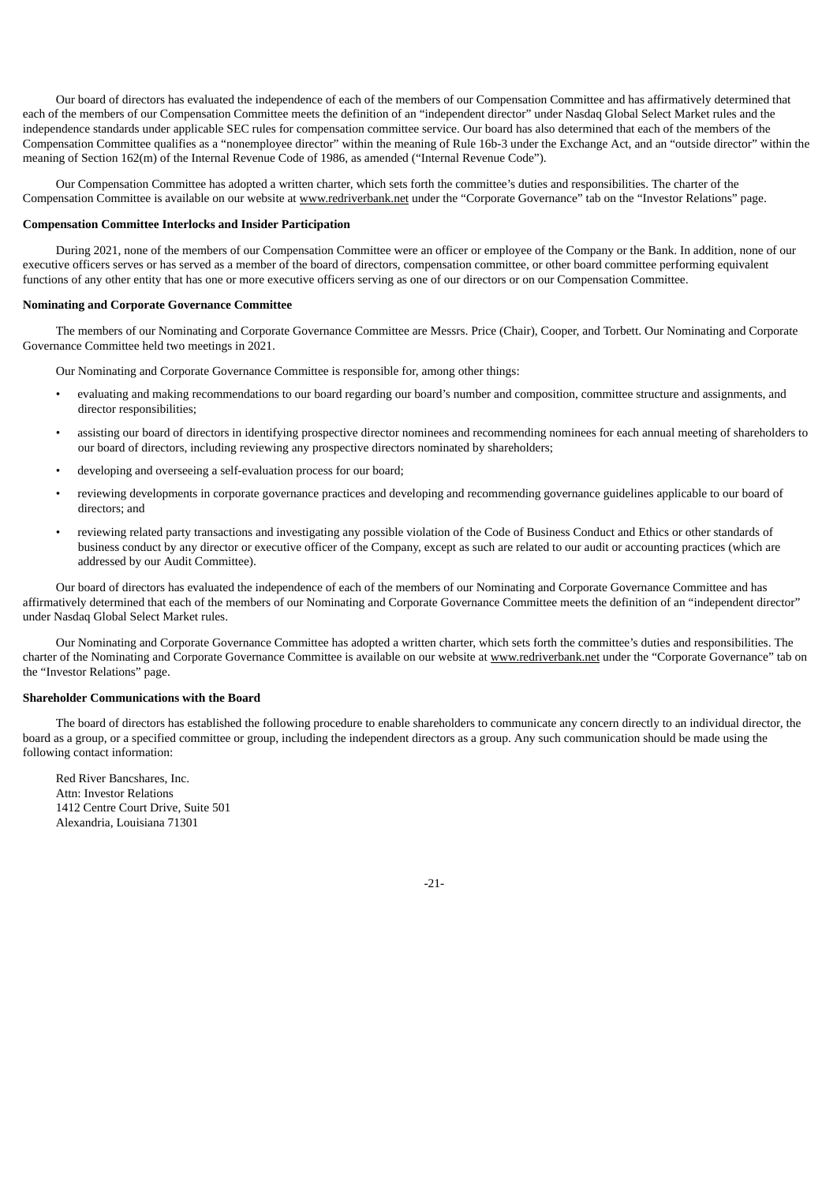Our board of directors has evaluated the independence of each of the members of our Compensation Committee and has affirmatively determined that each of the members of our Compensation Committee meets the definition of an "independent director" under Nasdaq Global Select Market rules and the independence standards under applicable SEC rules for compensation committee service. Our board has also determined that each of the members of the Compensation Committee qualifies as a "nonemployee director" within the meaning of Rule 16b-3 under the Exchange Act, and an "outside director" within the meaning of Section 162(m) of the Internal Revenue Code of 1986, as amended ("Internal Revenue Code").

Our Compensation Committee has adopted a written charter, which sets forth the committee's duties and responsibilities. The charter of the Compensation Committee is available on our website at www.redriverbank.net under the "Corporate Governance" tab on the "Investor Relations" page.

**Compensation Committee Interlocks and Insider Participation**

During 2021, none of the members of our Compensation Committee were an officer or employee of the Company or the Bank. In addition, none of our executive officers serves or has served as a member of the board of directors, compensation committee, or other board committee performing equivalent functions of any other entity that has one or more executive officers serving as one of our directors or on our Compensation Committee.

**Nominating and Corporate Governance Committee**

The members of our Nominating and Corporate Governance Committee are Messrs. Price (Chair), Cooper, and Torbett. Our Nominating and Corporate Governance Committee held two meetings in 2021.

Our Nominating and Corporate Governance Committee is responsible for, among other things:

- evaluating and making recommendations to our board regarding our board's number and composition, committee structure and assignments, and director responsibilities;
- assisting our board of directors in identifying prospective director nominees and recommending nominees for each annual meeting of shareholders to our board of directors, including reviewing any prospective directors nominated by shareholders;
- developing and overseeing a self-evaluation process for our board;
- reviewing developments in corporate governance practices and developing and recommending governance guidelines applicable to our board of directors; and
- reviewing related party transactions and investigating any possible violation of the Code of Business Conduct and Ethics or other standards of business conduct by any director or executive officer of the Company, except as such are related to our audit or accounting practices (which are addressed by our Audit Committee).

Our board of directors has evaluated the independence of each of the members of our Nominating and Corporate Governance Committee and has affirmatively determined that each of the members of our Nominating and Corporate Governance Committee meets the definition of an "independent director" under Nasdaq Global Select Market rules.

Our Nominating and Corporate Governance Committee has adopted a written charter, which sets forth the committee's duties and responsibilities. The charter of the Nominating and Corporate Governance Committee is available on our website at www.redriverbank.net under the "Corporate Governance" tab on the "Investor Relations" page.

**Shareholder Communications with the Board**

The board of directors has established the following procedure to enable shareholders to communicate any concern directly to an individual director, the board as a group, or a specified committee or group, including the independent directors as a group. Any such communication should be made using the following contact information:

Red River Bancshares, Inc.
Attn: Investor Relations
1412 Centre Court Drive, Suite 501
Alexandria, Louisiana 71301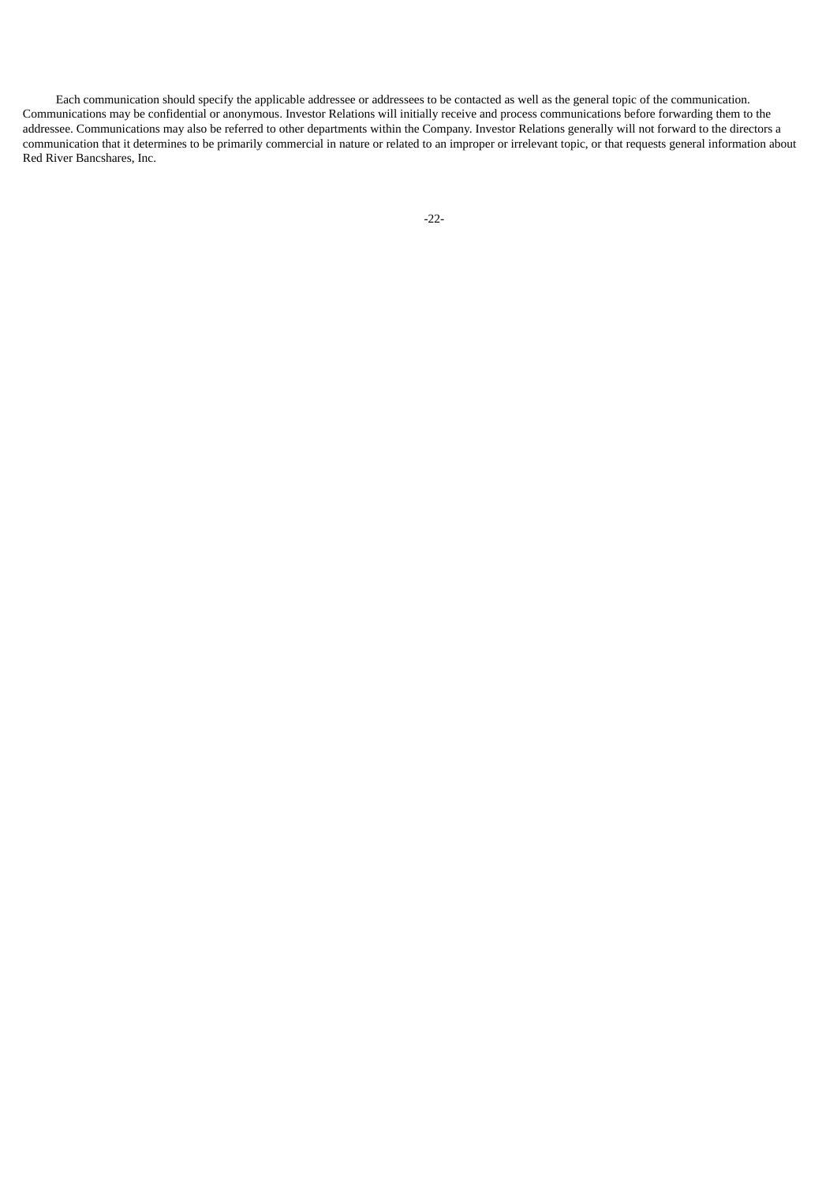Each communication should specify the applicable addressee or addressees to be contacted as well as the general topic of the communication. Communications may be confidential or anonymous. Investor Relations will initially receive and process communications before forwarding them to the addressee. Communications may also be referred to other departments within the Company. Investor Relations generally will not forward to the directors a communication that it determines to be primarily commercial in nature or related to an improper or irrelevant topic, or that requests general information about Red River Bancshares, Inc.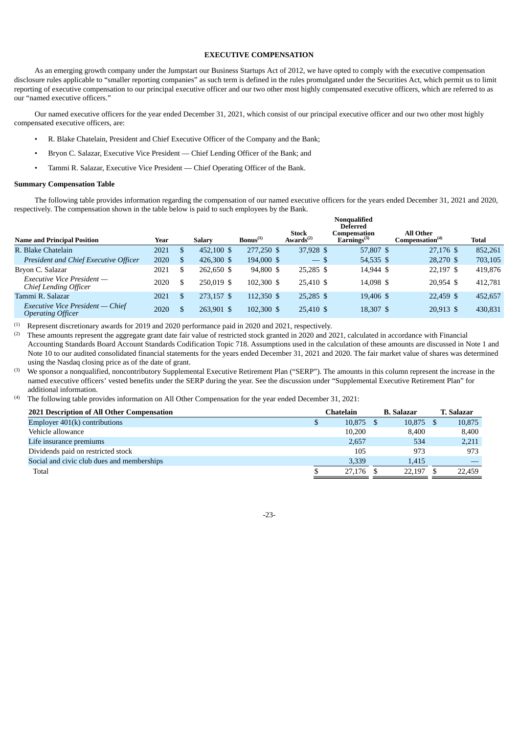## EXECUTIVE COMPENSATION

As an emerging growth company under the Jumpstart our Business Startups Act of 2012, we have opted to comply with the executive compensation disclosure rules applicable to "smaller reporting companies" as such term is defined in the rules promulgated under the Securities Act, which permit us to limit reporting of executive compensation to our principal executive officer and our two other most highly compensated executive officers, which are referred to as our "named executive officers."

Our named executive officers for the year ended December 31, 2021, which consist of our principal executive officer and our two other most highly compensated executive officers, are:

- R. Blake Chatelain, President and Chief Executive Officer of the Company and the Bank;
- Bryon C. Salazar, Executive Vice President — Chief Lending Officer of the Bank; and
- Tammi R. Salazar, Executive Vice President — Chief Operating Officer of the Bank.

### Summary Compensation Table

The following table provides information regarding the compensation of our named executive officers for the years ended December 31, 2021 and 2020, respectively. The compensation shown in the table below is paid to such employees by the Bank.

| Name and Principal Position | Year | Salary | Bonus[1] | Stock Awards[2] | Nonqualified Deferred Compensation Earnings[3] | All Other Compensation[4] | Total |
|---|---|---|---|---|---|---|---|
| R. Blake Chatelain | 2021 | $ 452,100 | $ 277,250 | $ 37,928 | $ 57,807 | $ 27,176 | $ 852,261 |
| *President and Chief Executive Officer* | 2020 | $ 426,300 | $ 194,000 | $ — | $ 54,535 | $ 28,270 | $ 703,105 |
| Bryon C. Salazar | 2021 | $ 262,650 | $ 94,800 | $ 25,285 | $ 14,944 | $ 22,197 | $ 419,876 |
| *Executive Vice President — Chief Lending Officer* | 2020 | $ 250,019 | $ 102,300 | $ 25,410 | $ 14,098 | $ 20,954 | $ 412,781 |
| Tammi R. Salazar | 2021 | $ 273,157 | $ 112,350 | $ 25,285 | $ 19,406 | $ 22,459 | $ 452,657 |
| *Executive Vice President — Chief Operating Officer* | 2020 | $ 263,901 | $ 102,300 | $ 25,410 | $ 18,307 | $ 20,913 | $ 430,831 |

(1) Represent discretionary awards for 2019 and 2020 performance paid in 2020 and 2021, respectively.

(2) These amounts represent the aggregate grant date fair value of restricted stock granted in 2020 and 2021, calculated in accordance with Financial Accounting Standards Board Account Standards Codification Topic 718. Assumptions used in the calculation of these amounts are discussed in Note 1 and Note 10 to our audited consolidated financial statements for the years ended December 31, 2021 and 2020. The fair market value of shares was determined using the Nasdaq closing price as of the date of grant.

(3) We sponsor a nonqualified, noncontributory Supplemental Executive Retirement Plan ("SERP"). The amounts in this column represent the increase in the named executive officers' vested benefits under the SERP during the year. See the discussion under "Supplemental Executive Retirement Plan" for additional information.

(4) The following table provides information on All Other Compensation for the year ended December 31, 2021:

| 2021 Description of All Other Compensation | Chatelain | B. Salazar | T. Salazar |
|---|---|---|---|
| Employer 401(k) contributions | $ 10,875 | $ 10,875 | $ 10,875 |
| Vehicle allowance | 10,200 | 8,400 | 8,400 |
| Life insurance premiums | 2,657 | 534 | 2,211 |
| Dividends paid on restricted stock | 105 | 973 | 973 |
| Social and civic club dues and memberships | 3,339 | 1,415 | — |
| Total | $ 27,176 | $ 22,197 | $ 22,459 |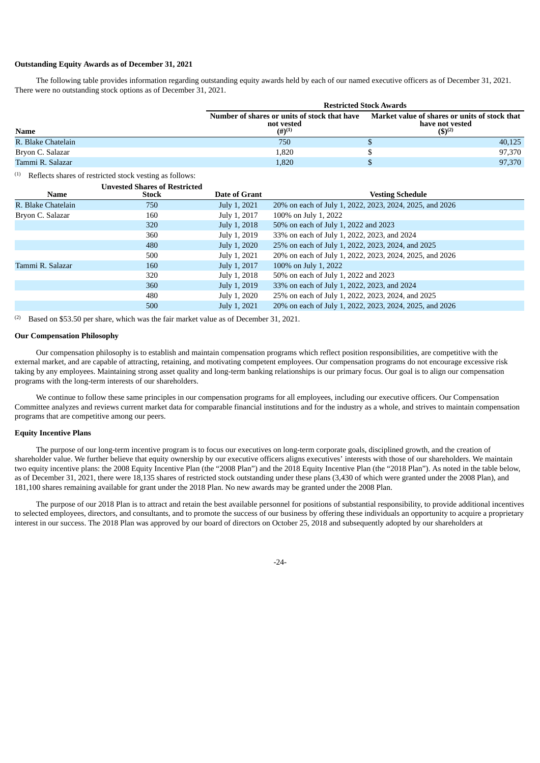**Outstanding Equity Awards as of December 31, 2021**

The following table provides information regarding outstanding equity awards held by each of our named executive officers as of December 31, 2021. There were no outstanding stock options as of December 31, 2021.

| | Restricted Stock Awards | |
|---|---|---|
| Name | Number of shares or units of stock that have not vested (#)[1] | Market value of shares or units of stock that have not vested ($)[2] |
| R. Blake Chatelain | 750 | $ 40,125 |
| Bryon C. Salazar | 1,820 | $ 97,370 |
| Tammi R. Salazar | 1,820 | $ 97,370 |

[1] Reflects shares of restricted stock vesting as follows:

| Name | Unvested Shares of Restricted Stock | Date of Grant | Vesting Schedule |
|---|---|---|---|
| R. Blake Chatelain | 750 | July 1, 2021 | 20% on each of July 1, 2022, 2023, 2024, 2025, and 2026 |
| Bryon C. Salazar | 160 | July 1, 2017 | 100% on July 1, 2022 |
| | 320 | July 1, 2018 | 50% on each of July 1, 2022 and 2023 |
| | 360 | July 1, 2019 | 33% on each of July 1, 2022, 2023, and 2024 |
| | 480 | July 1, 2020 | 25% on each of July 1, 2022, 2023, 2024, and 2025 |
| | 500 | July 1, 2021 | 20% on each of July 1, 2022, 2023, 2024, 2025, and 2026 |
| Tammi R. Salazar | 160 | July 1, 2017 | 100% on July 1, 2022 |
| | 320 | July 1, 2018 | 50% on each of July 1, 2022 and 2023 |
| | 360 | July 1, 2019 | 33% on each of July 1, 2022, 2023, and 2024 |
| | 480 | July 1, 2020 | 25% on each of July 1, 2022, 2023, 2024, and 2025 |
| | 500 | July 1, 2021 | 20% on each of July 1, 2022, 2023, 2024, 2025, and 2026 |

[2] Based on $53.50 per share, which was the fair market value as of December 31, 2021.

**Our Compensation Philosophy**

Our compensation philosophy is to establish and maintain compensation programs which reflect position responsibilities, are competitive with the external market, and are capable of attracting, retaining, and motivating competent employees. Our compensation programs do not encourage excessive risk taking by any employees. Maintaining strong asset quality and long-term banking relationships is our primary focus. Our goal is to align our compensation programs with the long-term interests of our shareholders.

We continue to follow these same principles in our compensation programs for all employees, including our executive officers. Our Compensation Committee analyzes and reviews current market data for comparable financial institutions and for the industry as a whole, and strives to maintain compensation programs that are competitive among our peers.

**Equity Incentive Plans**

The purpose of our long-term incentive program is to focus our executives on long-term corporate goals, disciplined growth, and the creation of shareholder value. We further believe that equity ownership by our executive officers aligns executives' interests with those of our shareholders. We maintain two equity incentive plans: the 2008 Equity Incentive Plan (the "2008 Plan") and the 2018 Equity Incentive Plan (the "2018 Plan"). As noted in the table below, as of December 31, 2021, there were 18,135 shares of restricted stock outstanding under these plans (3,430 of which were granted under the 2008 Plan), and 181,100 shares remaining available for grant under the 2018 Plan. No new awards may be granted under the 2008 Plan.

The purpose of our 2018 Plan is to attract and retain the best available personnel for positions of substantial responsibility, to provide additional incentives to selected employees, directors, and consultants, and to promote the success of our business by offering these individuals an opportunity to acquire a proprietary interest in our success. The 2018 Plan was approved by our board of directors on October 25, 2018 and subsequently adopted by our shareholders at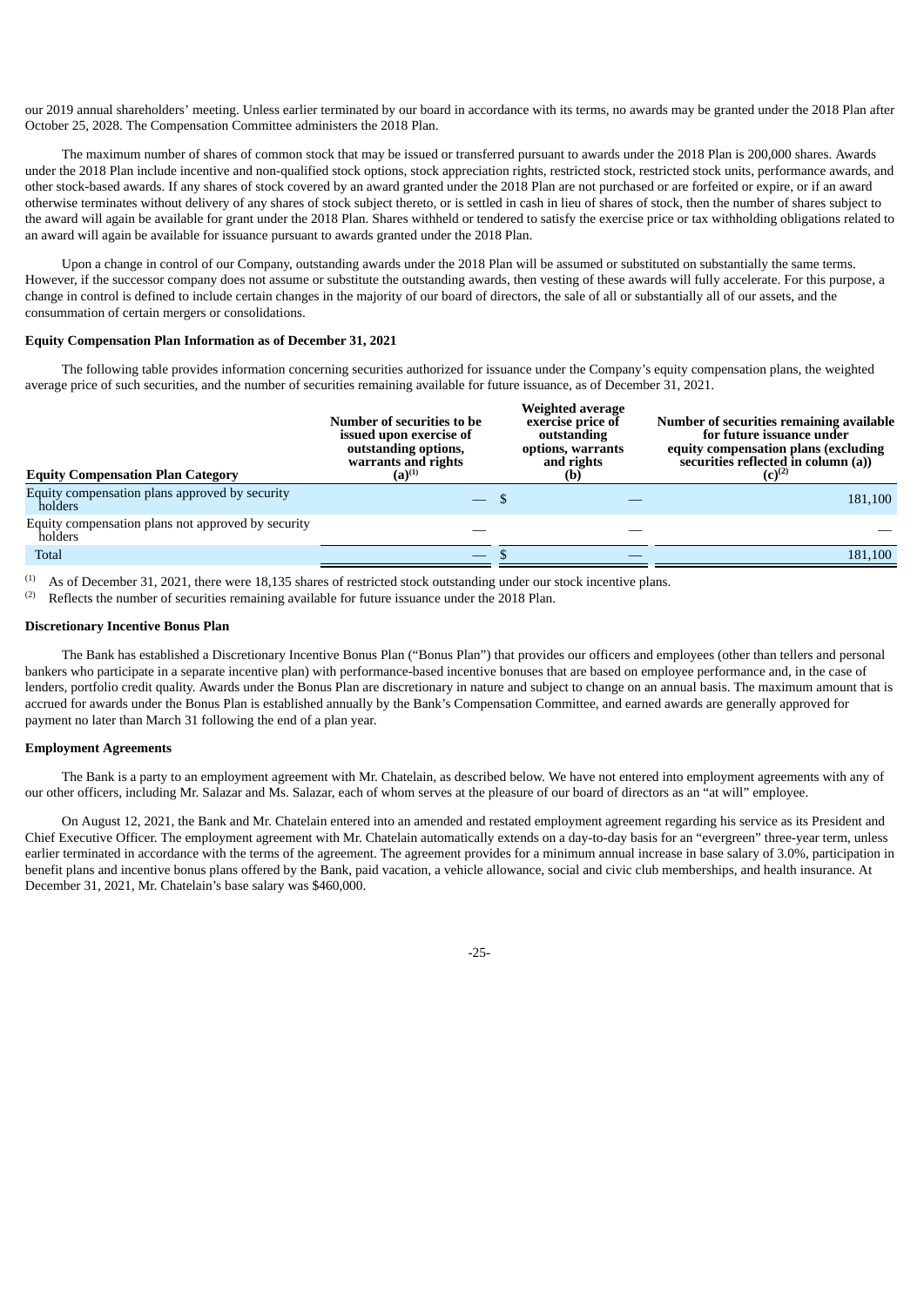our 2019 annual shareholders' meeting. Unless earlier terminated by our board in accordance with its terms, no awards may be granted under the 2018 Plan after October 25, 2028. The Compensation Committee administers the 2018 Plan.

The maximum number of shares of common stock that may be issued or transferred pursuant to awards under the 2018 Plan is 200,000 shares. Awards under the 2018 Plan include incentive and non-qualified stock options, stock appreciation rights, restricted stock, restricted stock units, performance awards, and other stock-based awards. If any shares of stock covered by an award granted under the 2018 Plan are not purchased or are forfeited or expire, or if an award otherwise terminates without delivery of any shares of stock subject thereto, or is settled in cash in lieu of shares of stock, then the number of shares subject to the award will again be available for grant under the 2018 Plan. Shares withheld or tendered to satisfy the exercise price or tax withholding obligations related to an award will again be available for issuance pursuant to awards granted under the 2018 Plan.

Upon a change in control of our Company, outstanding awards under the 2018 Plan will be assumed or substituted on substantially the same terms. However, if the successor company does not assume or substitute the outstanding awards, then vesting of these awards will fully accelerate. For this purpose, a change in control is defined to include certain changes in the majority of our board of directors, the sale of all or substantially all of our assets, and the consummation of certain mergers or consolidations.

**Equity Compensation Plan Information as of December 31, 2021**

The following table provides information concerning securities authorized for issuance under the Company's equity compensation plans, the weighted average price of such securities, and the number of securities remaining available for future issuance, as of December 31, 2021.

| Equity Compensation Plan Category | Number of securities to be issued upon exercise of outstanding options, warrants and rights (a)[1] | Weighted average exercise price of outstanding options, warrants and rights (b) | Number of securities remaining available for future issuance under equity compensation plans (excluding securities reflected in column (a)) (c)[2] |
|---|---|---|---|
| Equity compensation plans approved by security holders | — | $ — | 181,100 |
| Equity compensation plans not approved by security holders | — | — | — |
| Total | — | $ — | 181,100 |

(1) As of December 31, 2021, there were 18,135 shares of restricted stock outstanding under our stock incentive plans.

(2) Reflects the number of securities remaining available for future issuance under the 2018 Plan.

**Discretionary Incentive Bonus Plan**

The Bank has established a Discretionary Incentive Bonus Plan ("Bonus Plan") that provides our officers and employees (other than tellers and personal bankers who participate in a separate incentive plan) with performance-based incentive bonuses that are based on employee performance and, in the case of lenders, portfolio credit quality. Awards under the Bonus Plan are discretionary in nature and subject to change on an annual basis. The maximum amount that is accrued for awards under the Bonus Plan is established annually by the Bank's Compensation Committee, and earned awards are generally approved for payment no later than March 31 following the end of a plan year.

**Employment Agreements**

The Bank is a party to an employment agreement with Mr. Chatelain, as described below. We have not entered into employment agreements with any of our other officers, including Mr. Salazar and Ms. Salazar, each of whom serves at the pleasure of our board of directors as an "at will" employee.

On August 12, 2021, the Bank and Mr. Chatelain entered into an amended and restated employment agreement regarding his service as its President and Chief Executive Officer. The employment agreement with Mr. Chatelain automatically extends on a day-to-day basis for an "evergreen" three-year term, unless earlier terminated in accordance with the terms of the agreement. The agreement provides for a minimum annual increase in base salary of 3.0%, participation in benefit plans and incentive bonus plans offered by the Bank, paid vacation, a vehicle allowance, social and civic club memberships, and health insurance. At December 31, 2021, Mr. Chatelain's base salary was $460,000.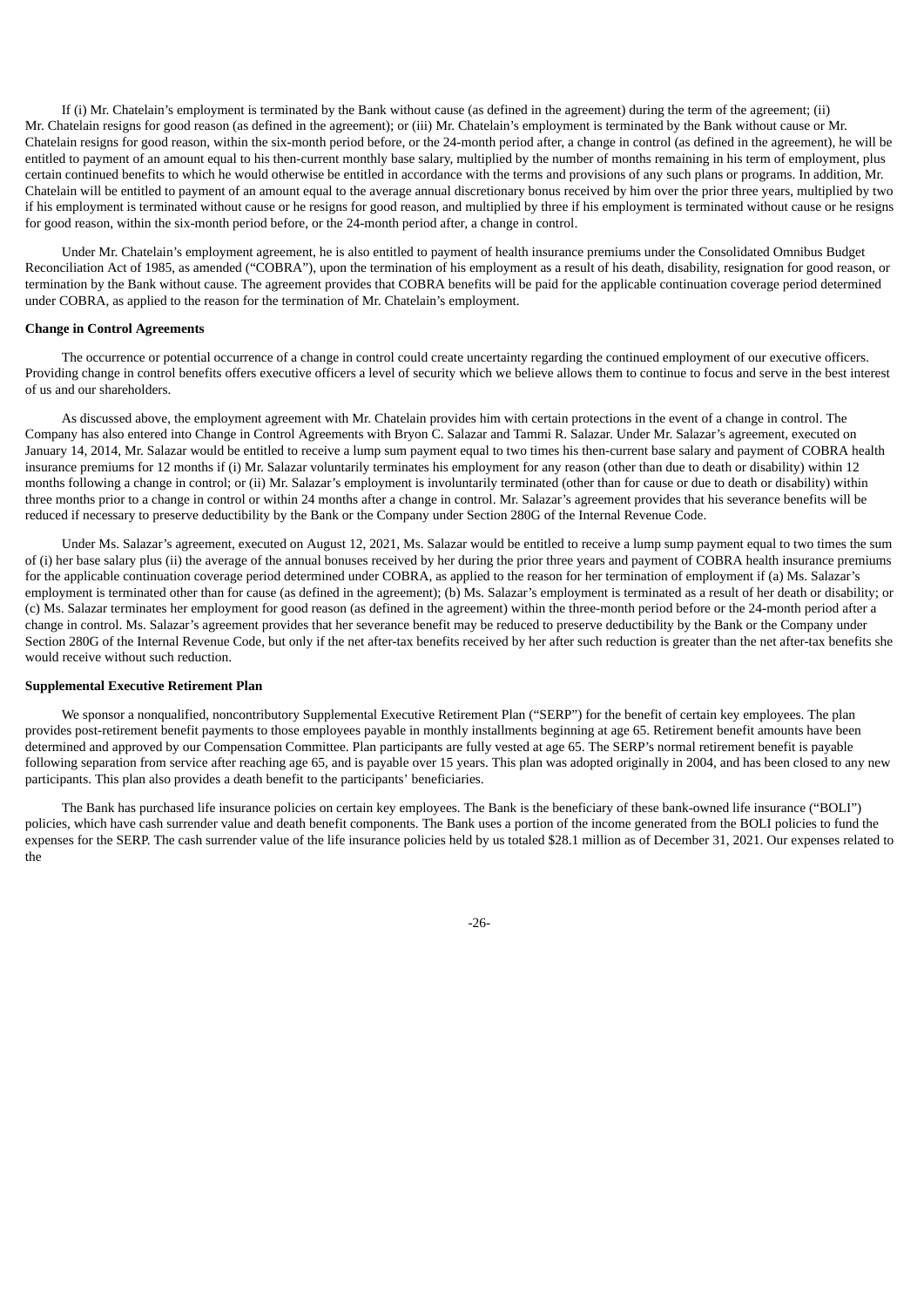If (i) Mr. Chatelain's employment is terminated by the Bank without cause (as defined in the agreement) during the term of the agreement; (ii) Mr. Chatelain resigns for good reason (as defined in the agreement); or (iii) Mr. Chatelain's employment is terminated by the Bank without cause or Mr. Chatelain resigns for good reason, within the six-month period before, or the 24-month period after, a change in control (as defined in the agreement), he will be entitled to payment of an amount equal to his then-current monthly base salary, multiplied by the number of months remaining in his term of employment, plus certain continued benefits to which he would otherwise be entitled in accordance with the terms and provisions of any such plans or programs. In addition, Mr. Chatelain will be entitled to payment of an amount equal to the average annual discretionary bonus received by him over the prior three years, multiplied by two if his employment is terminated without cause or he resigns for good reason, and multiplied by three if his employment is terminated without cause or he resigns for good reason, within the six-month period before, or the 24-month period after, a change in control.

Under Mr. Chatelain's employment agreement, he is also entitled to payment of health insurance premiums under the Consolidated Omnibus Budget Reconciliation Act of 1985, as amended ("COBRA"), upon the termination of his employment as a result of his death, disability, resignation for good reason, or termination by the Bank without cause. The agreement provides that COBRA benefits will be paid for the applicable continuation coverage period determined under COBRA, as applied to the reason for the termination of Mr. Chatelain's employment.

**Change in Control Agreements**

The occurrence or potential occurrence of a change in control could create uncertainty regarding the continued employment of our executive officers. Providing change in control benefits offers executive officers a level of security which we believe allows them to continue to focus and serve in the best interest of us and our shareholders.

As discussed above, the employment agreement with Mr. Chatelain provides him with certain protections in the event of a change in control. The Company has also entered into Change in Control Agreements with Bryon C. Salazar and Tammi R. Salazar. Under Mr. Salazar's agreement, executed on January 14, 2014, Mr. Salazar would be entitled to receive a lump sum payment equal to two times his then-current base salary and payment of COBRA health insurance premiums for 12 months if (i) Mr. Salazar voluntarily terminates his employment for any reason (other than due to death or disability) within 12 months following a change in control; or (ii) Mr. Salazar's employment is involuntarily terminated (other than for cause or due to death or disability) within three months prior to a change in control or within 24 months after a change in control. Mr. Salazar's agreement provides that his severance benefits will be reduced if necessary to preserve deductibility by the Bank or the Company under Section 280G of the Internal Revenue Code.

Under Ms. Salazar's agreement, executed on August 12, 2021, Ms. Salazar would be entitled to receive a lump sump payment equal to two times the sum of (i) her base salary plus (ii) the average of the annual bonuses received by her during the prior three years and payment of COBRA health insurance premiums for the applicable continuation coverage period determined under COBRA, as applied to the reason for her termination of employment if (a) Ms. Salazar's employment is terminated other than for cause (as defined in the agreement); (b) Ms. Salazar's employment is terminated as a result of her death or disability; or (c) Ms. Salazar terminates her employment for good reason (as defined in the agreement) within the three-month period before or the 24-month period after a change in control. Ms. Salazar's agreement provides that her severance benefit may be reduced to preserve deductibility by the Bank or the Company under Section 280G of the Internal Revenue Code, but only if the net after-tax benefits received by her after such reduction is greater than the net after-tax benefits she would receive without such reduction.

**Supplemental Executive Retirement Plan**

We sponsor a nonqualified, noncontributory Supplemental Executive Retirement Plan ("SERP") for the benefit of certain key employees. The plan provides post-retirement benefit payments to those employees payable in monthly installments beginning at age 65. Retirement benefit amounts have been determined and approved by our Compensation Committee. Plan participants are fully vested at age 65. The SERP's normal retirement benefit is payable following separation from service after reaching age 65, and is payable over 15 years. This plan was adopted originally in 2004, and has been closed to any new participants. This plan also provides a death benefit to the participants' beneficiaries.

The Bank has purchased life insurance policies on certain key employees. The Bank is the beneficiary of these bank-owned life insurance ("BOLI") policies, which have cash surrender value and death benefit components. The Bank uses a portion of the income generated from the BOLI policies to fund the expenses for the SERP. The cash surrender value of the life insurance policies held by us totaled $28.1 million as of December 31, 2021. Our expenses related to the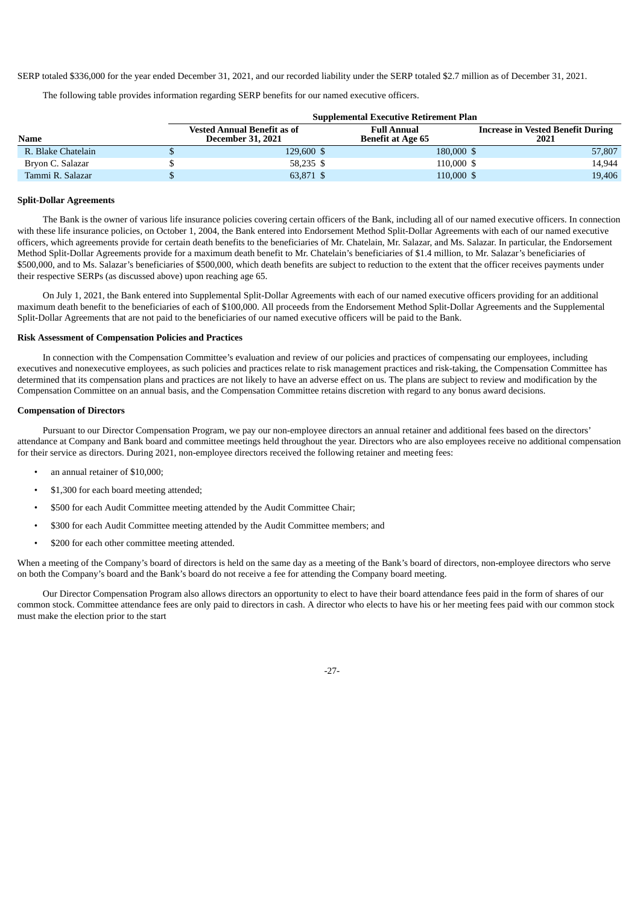SERP totaled $336,000 for the year ended December 31, 2021, and our recorded liability under the SERP totaled $2.7 million as of December 31, 2021.

The following table provides information regarding SERP benefits for our named executive officers.

| | Supplemental Executive Retirement Plan | | |
|---|---|---|---|
| Name | Vested Annual Benefit as of December 31, 2021 | Full Annual Benefit at Age 65 | Increase in Vested Benefit During 2021 |
| R. Blake Chatelain | $ 129,600 | $ 180,000 | $ 57,807 |
| Bryon C. Salazar | $ 58,235 | $ 110,000 | $ 14,944 |
| Tammi R. Salazar | $ 63,871 | $ 110,000 | $ 19,406 |

**Split-Dollar Agreements**

The Bank is the owner of various life insurance policies covering certain officers of the Bank, including all of our named executive officers. In connection with these life insurance policies, on October 1, 2004, the Bank entered into Endorsement Method Split-Dollar Agreements with each of our named executive officers, which agreements provide for certain death benefits to the beneficiaries of Mr. Chatelain, Mr. Salazar, and Ms. Salazar. In particular, the Endorsement Method Split-Dollar Agreements provide for a maximum death benefit to Mr. Chatelain's beneficiaries of $1.4 million, to Mr. Salazar's beneficiaries of $500,000, and to Ms. Salazar's beneficiaries of $500,000, which death benefits are subject to reduction to the extent that the officer receives payments under their respective SERPs (as discussed above) upon reaching age 65.

On July 1, 2021, the Bank entered into Supplemental Split-Dollar Agreements with each of our named executive officers providing for an additional maximum death benefit to the beneficiaries of each of $100,000. All proceeds from the Endorsement Method Split-Dollar Agreements and the Supplemental Split-Dollar Agreements that are not paid to the beneficiaries of our named executive officers will be paid to the Bank.

**Risk Assessment of Compensation Policies and Practices**

In connection with the Compensation Committee's evaluation and review of our policies and practices of compensating our employees, including executives and nonexecutive employees, as such policies and practices relate to risk management practices and risk-taking, the Compensation Committee has determined that its compensation plans and practices are not likely to have an adverse effect on us. The plans are subject to review and modification by the Compensation Committee on an annual basis, and the Compensation Committee retains discretion with regard to any bonus award decisions.

**Compensation of Directors**

Pursuant to our Director Compensation Program, we pay our non-employee directors an annual retainer and additional fees based on the directors' attendance at Company and Bank board and committee meetings held throughout the year. Directors who are also employees receive no additional compensation for their service as directors. During 2021, non-employee directors received the following retainer and meeting fees:

- an annual retainer of $10,000;
- $1,300 for each board meeting attended;
- $500 for each Audit Committee meeting attended by the Audit Committee Chair;
- $300 for each Audit Committee meeting attended by the Audit Committee members; and
- $200 for each other committee meeting attended.

When a meeting of the Company's board of directors is held on the same day as a meeting of the Bank's board of directors, non-employee directors who serve on both the Company's board and the Bank's board do not receive a fee for attending the Company board meeting.

Our Director Compensation Program also allows directors an opportunity to elect to have their board attendance fees paid in the form of shares of our common stock. Committee attendance fees are only paid to directors in cash. A director who elects to have his or her meeting fees paid with our common stock must make the election prior to the start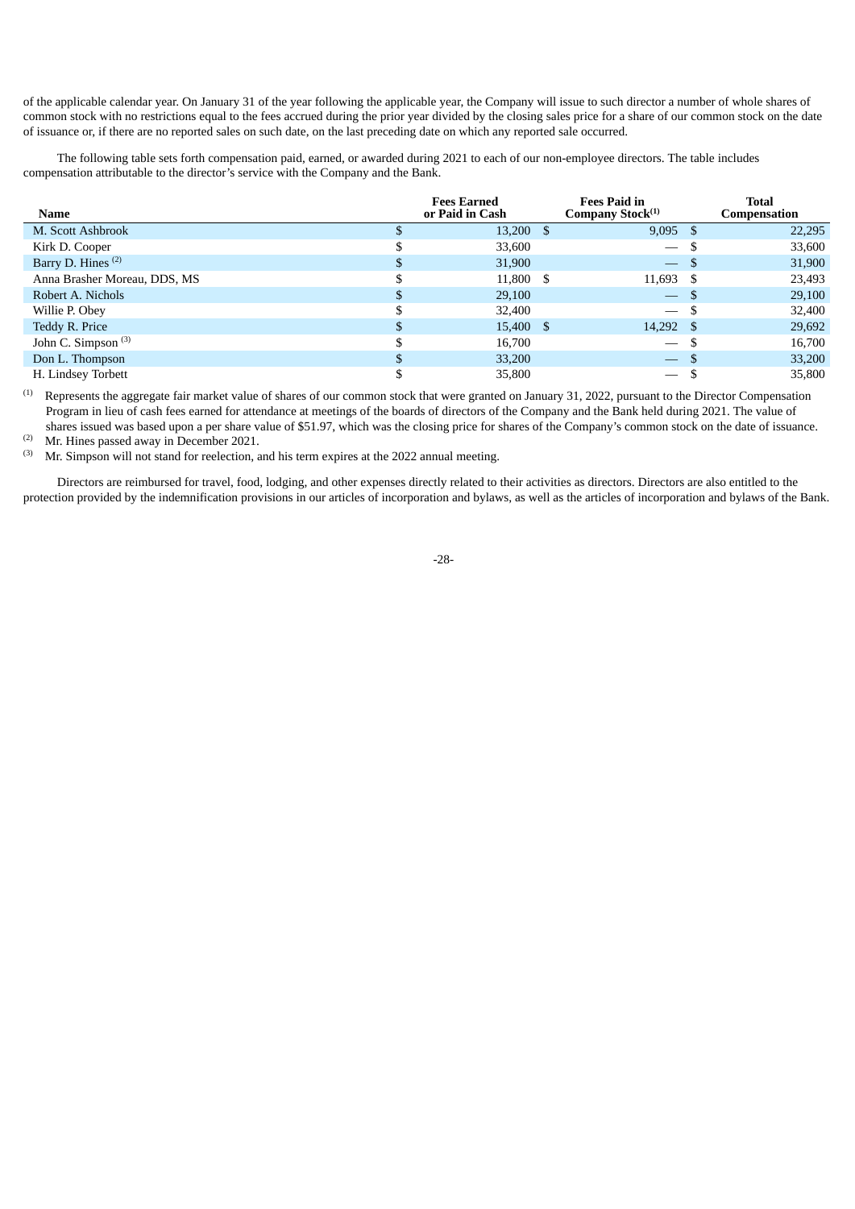of the applicable calendar year. On January 31 of the year following the applicable year, the Company will issue to such director a number of whole shares of common stock with no restrictions equal to the fees accrued during the prior year divided by the closing sales price for a share of our common stock on the date of issuance or, if there are no reported sales on such date, on the last preceding date on which any reported sale occurred.

The following table sets forth compensation paid, earned, or awarded during 2021 to each of our non-employee directors. The table includes compensation attributable to the director's service with the Company and the Bank.

| Name | Fees Earned or Paid in Cash | Fees Paid in Company Stock[1] | Total Compensation |
|---|---|---|---|
| M. Scott Ashbrook | $ 13,200 | $ 9,095 | $ 22,295 |
| Kirk D. Cooper | $ 33,600 | — | $ 33,600 |
| Barry D. Hines [2] | $ 31,900 | — | $ 31,900 |
| Anna Brasher Moreau, DDS, MS | $ 11,800 | $ 11,693 | $ 23,493 |
| Robert A. Nichols | $ 29,100 | — | $ 29,100 |
| Willie P. Obey | $ 32,400 | — | $ 32,400 |
| Teddy R. Price | $ 15,400 | $ 14,292 | $ 29,692 |
| John C. Simpson [3] | $ 16,700 | — | $ 16,700 |
| Don L. Thompson | $ 33,200 | — | $ 33,200 |
| H. Lindsey Torbett | $ 35,800 | — | $ 35,800 |

[1] Represents the aggregate fair market value of shares of our common stock that were granted on January 31, 2022, pursuant to the Director Compensation Program in lieu of cash fees earned for attendance at meetings of the boards of directors of the Company and the Bank held during 2021. The value of shares issued was based upon a per share value of $51.97, which was the closing price for shares of the Company's common stock on the date of issuance.

[2] Mr. Hines passed away in December 2021.

[3] Mr. Simpson will not stand for reelection, and his term expires at the 2022 annual meeting.

Directors are reimbursed for travel, food, lodging, and other expenses directly related to their activities as directors. Directors are also entitled to the protection provided by the indemnification provisions in our articles of incorporation and bylaws, as well as the articles of incorporation and bylaws of the Bank.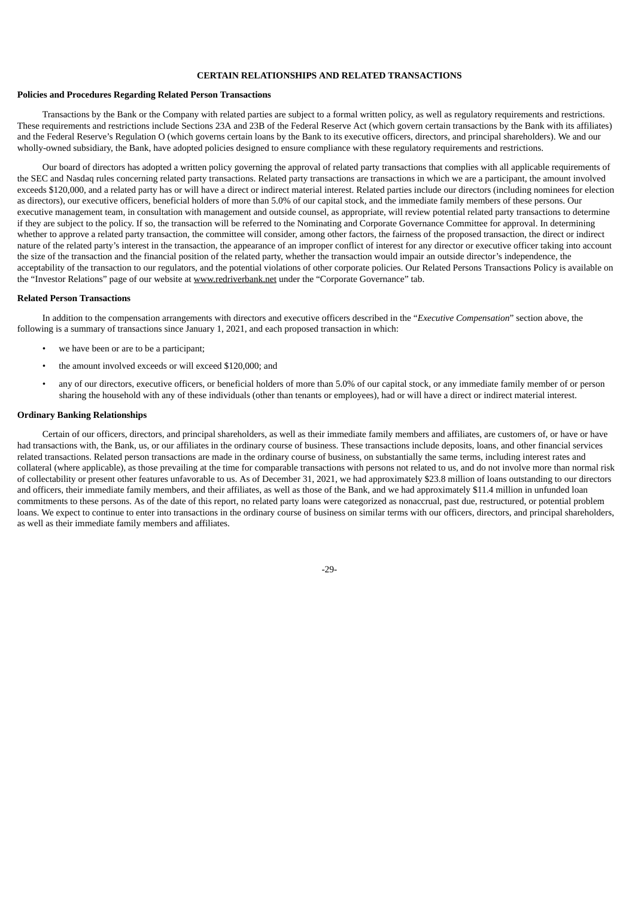# CERTAIN RELATIONSHIPS AND RELATED TRANSACTIONS

**Policies and Procedures Regarding Related Person Transactions**

Transactions by the Bank or the Company with related parties are subject to a formal written policy, as well as regulatory requirements and restrictions. These requirements and restrictions include Sections 23A and 23B of the Federal Reserve Act (which govern certain transactions by the Bank with its affiliates) and the Federal Reserve's Regulation O (which governs certain loans by the Bank to its executive officers, directors, and principal shareholders). We and our wholly-owned subsidiary, the Bank, have adopted policies designed to ensure compliance with these regulatory requirements and restrictions.

Our board of directors has adopted a written policy governing the approval of related party transactions that complies with all applicable requirements of the SEC and Nasdaq rules concerning related party transactions. Related party transactions are transactions in which we are a participant, the amount involved exceeds $120,000, and a related party has or will have a direct or indirect material interest. Related parties include our directors (including nominees for election as directors), our executive officers, beneficial holders of more than 5.0% of our capital stock, and the immediate family members of these persons. Our executive management team, in consultation with management and outside counsel, as appropriate, will review potential related party transactions to determine if they are subject to the policy. If so, the transaction will be referred to the Nominating and Corporate Governance Committee for approval. In determining whether to approve a related party transaction, the committee will consider, among other factors, the fairness of the proposed transaction, the direct or indirect nature of the related party's interest in the transaction, the appearance of an improper conflict of interest for any director or executive officer taking into account the size of the transaction and the financial position of the related party, whether the transaction would impair an outside director's independence, the acceptability of the transaction to our regulators, and the potential violations of other corporate policies. Our Related Persons Transactions Policy is available on the "Investor Relations" page of our website at www.redriverbank.net under the "Corporate Governance" tab.

**Related Person Transactions**

In addition to the compensation arrangements with directors and executive officers described in the "*Executive Compensation*" section above, the following is a summary of transactions since January 1, 2021, and each proposed transaction in which:

- we have been or are to be a participant;
- the amount involved exceeds or will exceed $120,000; and
- any of our directors, executive officers, or beneficial holders of more than 5.0% of our capital stock, or any immediate family member of or person sharing the household with any of these individuals (other than tenants or employees), had or will have a direct or indirect material interest.

**Ordinary Banking Relationships**

Certain of our officers, directors, and principal shareholders, as well as their immediate family members and affiliates, are customers of, or have or have had transactions with, the Bank, us, or our affiliates in the ordinary course of business. These transactions include deposits, loans, and other financial services related transactions. Related person transactions are made in the ordinary course of business, on substantially the same terms, including interest rates and collateral (where applicable), as those prevailing at the time for comparable transactions with persons not related to us, and do not involve more than normal risk of collectability or present other features unfavorable to us. As of December 31, 2021, we had approximately $23.8 million of loans outstanding to our directors and officers, their immediate family members, and their affiliates, as well as those of the Bank, and we had approximately $11.4 million in unfunded loan commitments to these persons. As of the date of this report, no related party loans were categorized as nonaccrual, past due, restructured, or potential problem loans. We expect to continue to enter into transactions in the ordinary course of business on similar terms with our officers, directors, and principal shareholders, as well as their immediate family members and affiliates.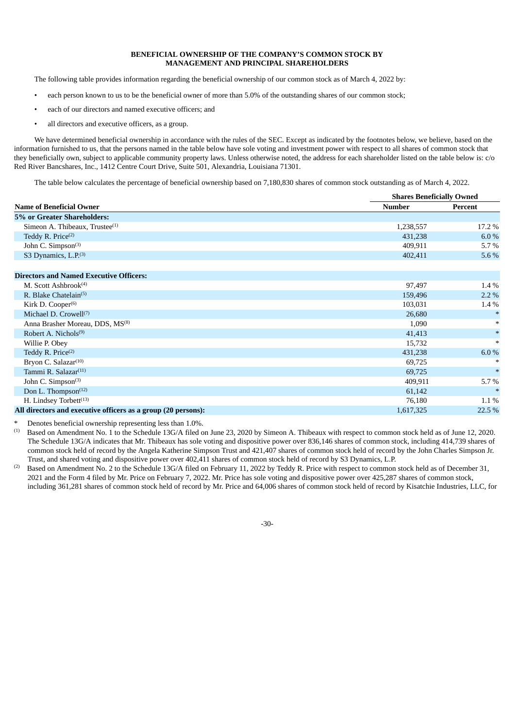**BENEFICIAL OWNERSHIP OF THE COMPANY'S COMMON STOCK BY MANAGEMENT AND PRINCIPAL SHAREHOLDERS**

The following table provides information regarding the beneficial ownership of our common stock as of March 4, 2022 by:

- each person known to us to be the beneficial owner of more than 5.0% of the outstanding shares of our common stock;
- each of our directors and named executive officers; and
- all directors and executive officers, as a group.

We have determined beneficial ownership in accordance with the rules of the SEC. Except as indicated by the footnotes below, we believe, based on the information furnished to us, that the persons named in the table below have sole voting and investment power with respect to all shares of common stock that they beneficially own, subject to applicable community property laws. Unless otherwise noted, the address for each shareholder listed on the table below is: c/o Red River Bancshares, Inc., 1412 Centre Court Drive, Suite 501, Alexandria, Louisiana 71301.

The table below calculates the percentage of beneficial ownership based on 7,180,830 shares of common stock outstanding as of March 4, 2022.

| | Shares Beneficially Owned | |
|---|---|---|
| **Name of Beneficial Owner** | **Number** | **Percent** |
| **5% or Greater Shareholders:** | | |
| Simeon A. Thibeaux, Trustee(1) | 1,238,557 | 17.2 % |
| Teddy R. Price(2) | 431,238 | 6.0 % |
| John C. Simpson(3) | 409,911 | 5.7 % |
| S3 Dynamics, L.P.(3) | 402,411 | 5.6 % |
| | | |
| **Directors and Named Executive Officers:** | | |
| M. Scott Ashbrook(4) | 97,497 | 1.4 % |
| R. Blake Chatelain(5) | 159,496 | 2.2 % |
| Kirk D. Cooper(6) | 103,031 | 1.4 % |
| Michael D. Crowell(7) | 26,680 | * |
| Anna Brasher Moreau, DDS, MS(8) | 1,090 | * |
| Robert A. Nichols(9) | 41,413 | * |
| Willie P. Obey | 15,732 | * |
| Teddy R. Price(2) | 431,238 | 6.0 % |
| Bryon C. Salazar(10) | 69,725 | * |
| Tammi R. Salazar(11) | 69,725 | * |
| John C. Simpson(3) | 409,911 | 5.7 % |
| Don L. Thompson(12) | 61,142 | * |
| H. Lindsey Torbett(13) | 76,180 | 1.1 % |
| **All directors and executive officers as a group (20 persons):** | 1,617,325 | 22.5 % |

\* Denotes beneficial ownership representing less than 1.0%.

(1) Based on Amendment No. 1 to the Schedule 13G/A filed on June 23, 2020 by Simeon A. Thibeaux with respect to common stock held as of June 12, 2020. The Schedule 13G/A indicates that Mr. Thibeaux has sole voting and dispositive power over 836,146 shares of common stock, including 414,739 shares of common stock held of record by the Angela Katherine Simpson Trust and 421,407 shares of common stock held of record by the John Charles Simpson Jr. Trust, and shared voting and dispositive power over 402,411 shares of common stock held of record by S3 Dynamics, L.P.

(2) Based on Amendment No. 2 to the Schedule 13G/A filed on February 11, 2022 by Teddy R. Price with respect to common stock held as of December 31, 2021 and the Form 4 filed by Mr. Price on February 7, 2022. Mr. Price has sole voting and dispositive power over 425,287 shares of common stock, including 361,281 shares of common stock held of record by Mr. Price and 64,006 shares of common stock held of record by Kisatchie Industries, LLC, for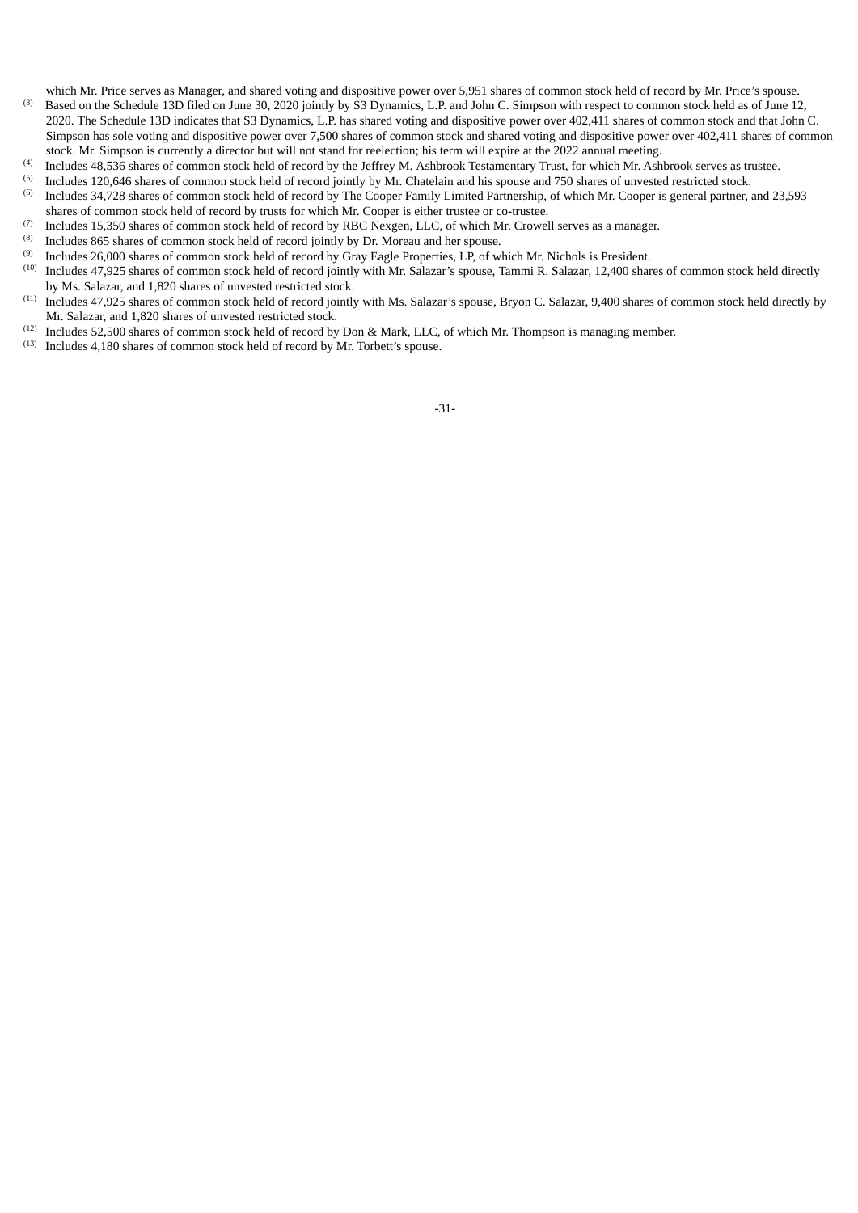which Mr. Price serves as Manager, and shared voting and dispositive power over 5,951 shares of common stock held of record by Mr. Price's spouse.

(3) Based on the Schedule 13D filed on June 30, 2020 jointly by S3 Dynamics, L.P. and John C. Simpson with respect to common stock held as of June 12, 2020. The Schedule 13D indicates that S3 Dynamics, L.P. has shared voting and dispositive power over 402,411 shares of common stock and that John C. Simpson has sole voting and dispositive power over 7,500 shares of common stock and shared voting and dispositive power over 402,411 shares of common stock. Mr. Simpson is currently a director but will not stand for reelection; his term will expire at the 2022 annual meeting.

(4) Includes 48,536 shares of common stock held of record by the Jeffrey M. Ashbrook Testamentary Trust, for which Mr. Ashbrook serves as trustee.

(5) Includes 120,646 shares of common stock held of record jointly by Mr. Chatelain and his spouse and 750 shares of unvested restricted stock.

(6) Includes 34,728 shares of common stock held of record by The Cooper Family Limited Partnership, of which Mr. Cooper is general partner, and 23,593 shares of common stock held of record by trusts for which Mr. Cooper is either trustee or co-trustee.

(7) Includes 15,350 shares of common stock held of record by RBC Nexgen, LLC, of which Mr. Crowell serves as a manager.

(8) Includes 865 shares of common stock held of record jointly by Dr. Moreau and her spouse.

(9) Includes 26,000 shares of common stock held of record by Gray Eagle Properties, LP, of which Mr. Nichols is President.

(10) Includes 47,925 shares of common stock held of record jointly with Mr. Salazar's spouse, Tammi R. Salazar, 12,400 shares of common stock held directly by Ms. Salazar, and 1,820 shares of unvested restricted stock.

(11) Includes 47,925 shares of common stock held of record jointly with Ms. Salazar's spouse, Bryon C. Salazar, 9,400 shares of common stock held directly by Mr. Salazar, and 1,820 shares of unvested restricted stock.

(12) Includes 52,500 shares of common stock held of record by Don & Mark, LLC, of which Mr. Thompson is managing member.

(13) Includes 4,180 shares of common stock held of record by Mr. Torbett's spouse.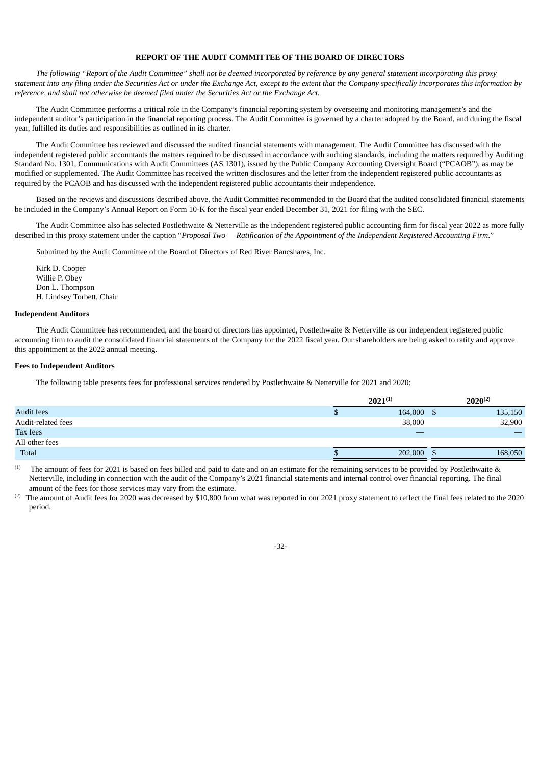## REPORT OF THE AUDIT COMMITTEE OF THE BOARD OF DIRECTORS

*The following "Report of the Audit Committee" shall not be deemed incorporated by reference by any general statement incorporating this proxy statement into any filing under the Securities Act or under the Exchange Act, except to the extent that the Company specifically incorporates this information by reference, and shall not otherwise be deemed filed under the Securities Act or the Exchange Act.*

The Audit Committee performs a critical role in the Company's financial reporting system by overseeing and monitoring management's and the independent auditor's participation in the financial reporting process. The Audit Committee is governed by a charter adopted by the Board, and during the fiscal year, fulfilled its duties and responsibilities as outlined in its charter.

The Audit Committee has reviewed and discussed the audited financial statements with management. The Audit Committee has discussed with the independent registered public accountants the matters required to be discussed in accordance with auditing standards, including the matters required by Auditing Standard No. 1301, Communications with Audit Committees (AS 1301), issued by the Public Company Accounting Oversight Board ("PCAOB"), as may be modified or supplemented. The Audit Committee has received the written disclosures and the letter from the independent registered public accountants as required by the PCAOB and has discussed with the independent registered public accountants their independence.

Based on the reviews and discussions described above, the Audit Committee recommended to the Board that the audited consolidated financial statements be included in the Company's Annual Report on Form 10-K for the fiscal year ended December 31, 2021 for filing with the SEC.

The Audit Committee also has selected Postlethwaite & Netterville as the independent registered public accounting firm for fiscal year 2022 as more fully described in this proxy statement under the caption "*Proposal Two — Ratification of the Appointment of the Independent Registered Accounting Firm*."

Submitted by the Audit Committee of the Board of Directors of Red River Bancshares, Inc.

Kirk D. Cooper
Willie P. Obey
Don L. Thompson
H. Lindsey Torbett, Chair

### Independent Auditors

The Audit Committee has recommended, and the board of directors has appointed, Postlethwaite & Netterville as our independent registered public accounting firm to audit the consolidated financial statements of the Company for the 2022 fiscal year. Our shareholders are being asked to ratify and approve this appointment at the 2022 annual meeting.

### Fees to Independent Auditors

The following table presents fees for professional services rendered by Postlethwaite & Netterville for 2021 and 2020:

| | 2021[(1)] | 2020[(2)] |
|---|---|---|
| Audit fees | $ 164,000 | $ 135,150 |
| Audit-related fees | 38,000 | 32,900 |
| Tax fees | — | — |
| All other fees | — | — |
| Total | $ 202,000 | $ 168,050 |

(1) The amount of fees for 2021 is based on fees billed and paid to date and on an estimate for the remaining services to be provided by Postlethwaite & Netterville, including in connection with the audit of the Company's 2021 financial statements and internal control over financial reporting. The final amount of the fees for those services may vary from the estimate.

(2) The amount of Audit fees for 2020 was decreased by $10,800 from what was reported in our 2021 proxy statement to reflect the final fees related to the 2020 period.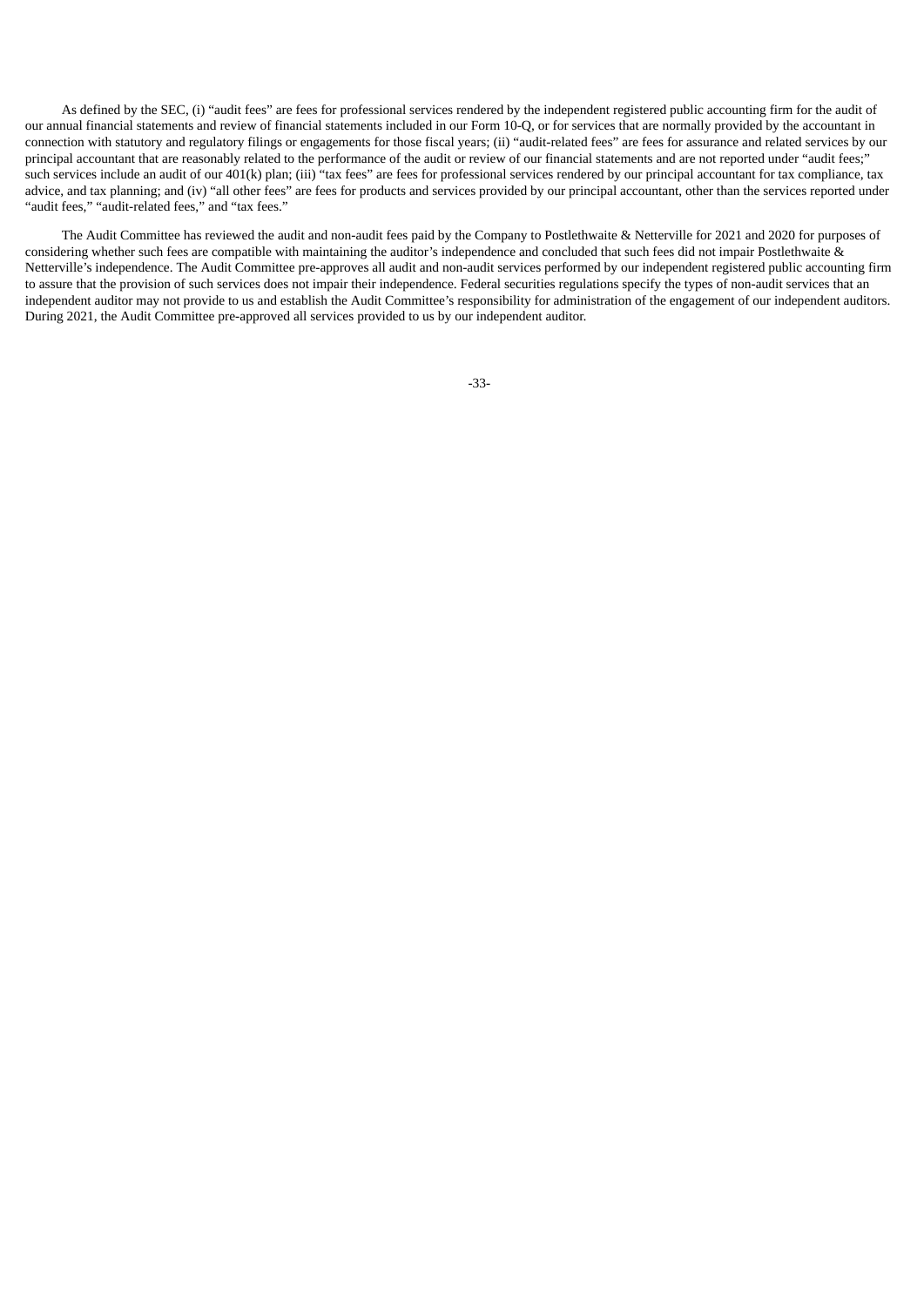As defined by the SEC, (i) “audit fees” are fees for professional services rendered by the independent registered public accounting firm for the audit of our annual financial statements and review of financial statements included in our Form 10-Q, or for services that are normally provided by the accountant in connection with statutory and regulatory filings or engagements for those fiscal years; (ii) “audit-related fees” are fees for assurance and related services by our principal accountant that are reasonably related to the performance of the audit or review of our financial statements and are not reported under “audit fees;” such services include an audit of our 401(k) plan; (iii) “tax fees” are fees for professional services rendered by our principal accountant for tax compliance, tax advice, and tax planning; and (iv) “all other fees” are fees for products and services provided by our principal accountant, other than the services reported under “audit fees,” “audit-related fees,” and “tax fees.”

The Audit Committee has reviewed the audit and non-audit fees paid by the Company to Postlethwaite & Netterville for 2021 and 2020 for purposes of considering whether such fees are compatible with maintaining the auditor’s independence and concluded that such fees did not impair Postlethwaite & Netterville’s independence. The Audit Committee pre-approves all audit and non-audit services performed by our independent registered public accounting firm to assure that the provision of such services does not impair their independence. Federal securities regulations specify the types of non-audit services that an independent auditor may not provide to us and establish the Audit Committee’s responsibility for administration of the engagement of our independent auditors. During 2021, the Audit Committee pre-approved all services provided to us by our independent auditor.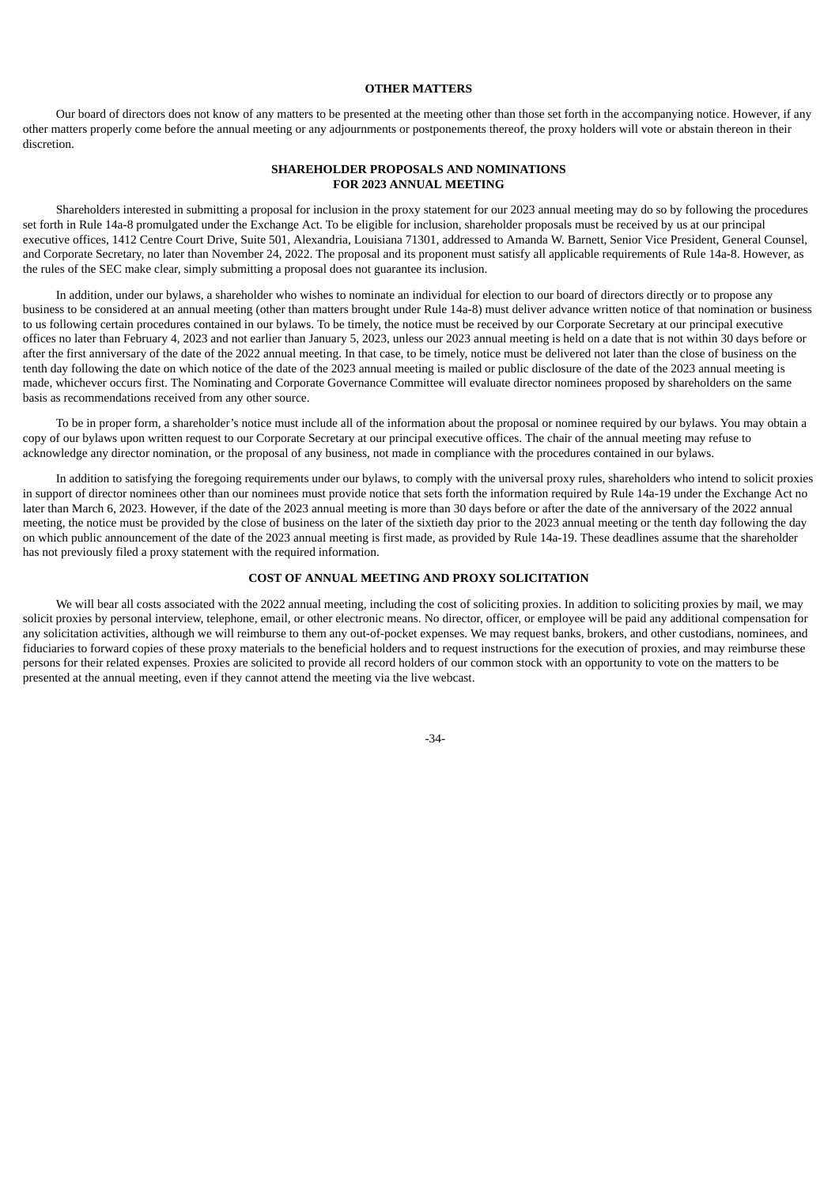## OTHER MATTERS

Our board of directors does not know of any matters to be presented at the meeting other than those set forth in the accompanying notice. However, if any other matters properly come before the annual meeting or any adjournments or postponements thereof, the proxy holders will vote or abstain thereon in their discretion.

## SHAREHOLDER PROPOSALS AND NOMINATIONS FOR 2023 ANNUAL MEETING

Shareholders interested in submitting a proposal for inclusion in the proxy statement for our 2023 annual meeting may do so by following the procedures set forth in Rule 14a-8 promulgated under the Exchange Act. To be eligible for inclusion, shareholder proposals must be received by us at our principal executive offices, 1412 Centre Court Drive, Suite 501, Alexandria, Louisiana 71301, addressed to Amanda W. Barnett, Senior Vice President, General Counsel, and Corporate Secretary, no later than November 24, 2022. The proposal and its proponent must satisfy all applicable requirements of Rule 14a-8. However, as the rules of the SEC make clear, simply submitting a proposal does not guarantee its inclusion.

In addition, under our bylaws, a shareholder who wishes to nominate an individual for election to our board of directors directly or to propose any business to be considered at an annual meeting (other than matters brought under Rule 14a-8) must deliver advance written notice of that nomination or business to us following certain procedures contained in our bylaws. To be timely, the notice must be received by our Corporate Secretary at our principal executive offices no later than February 4, 2023 and not earlier than January 5, 2023, unless our 2023 annual meeting is held on a date that is not within 30 days before or after the first anniversary of the date of the 2022 annual meeting. In that case, to be timely, notice must be delivered not later than the close of business on the tenth day following the date on which notice of the date of the 2023 annual meeting is mailed or public disclosure of the date of the 2023 annual meeting is made, whichever occurs first. The Nominating and Corporate Governance Committee will evaluate director nominees proposed by shareholders on the same basis as recommendations received from any other source.

To be in proper form, a shareholder's notice must include all of the information about the proposal or nominee required by our bylaws. You may obtain a copy of our bylaws upon written request to our Corporate Secretary at our principal executive offices. The chair of the annual meeting may refuse to acknowledge any director nomination, or the proposal of any business, not made in compliance with the procedures contained in our bylaws.

In addition to satisfying the foregoing requirements under our bylaws, to comply with the universal proxy rules, shareholders who intend to solicit proxies in support of director nominees other than our nominees must provide notice that sets forth the information required by Rule 14a-19 under the Exchange Act no later than March 6, 2023. However, if the date of the 2023 annual meeting is more than 30 days before or after the date of the anniversary of the 2022 annual meeting, the notice must be provided by the close of business on the later of the sixtieth day prior to the 2023 annual meeting or the tenth day following the day on which public announcement of the date of the 2023 annual meeting is first made, as provided by Rule 14a-19. These deadlines assume that the shareholder has not previously filed a proxy statement with the required information.

## COST OF ANNUAL MEETING AND PROXY SOLICITATION

We will bear all costs associated with the 2022 annual meeting, including the cost of soliciting proxies. In addition to soliciting proxies by mail, we may solicit proxies by personal interview, telephone, email, or other electronic means. No director, officer, or employee will be paid any additional compensation for any solicitation activities, although we will reimburse to them any out-of-pocket expenses. We may request banks, brokers, and other custodians, nominees, and fiduciaries to forward copies of these proxy materials to the beneficial holders and to request instructions for the execution of proxies, and may reimburse these persons for their related expenses. Proxies are solicited to provide all record holders of our common stock with an opportunity to vote on the matters to be presented at the annual meeting, even if they cannot attend the meeting via the live webcast.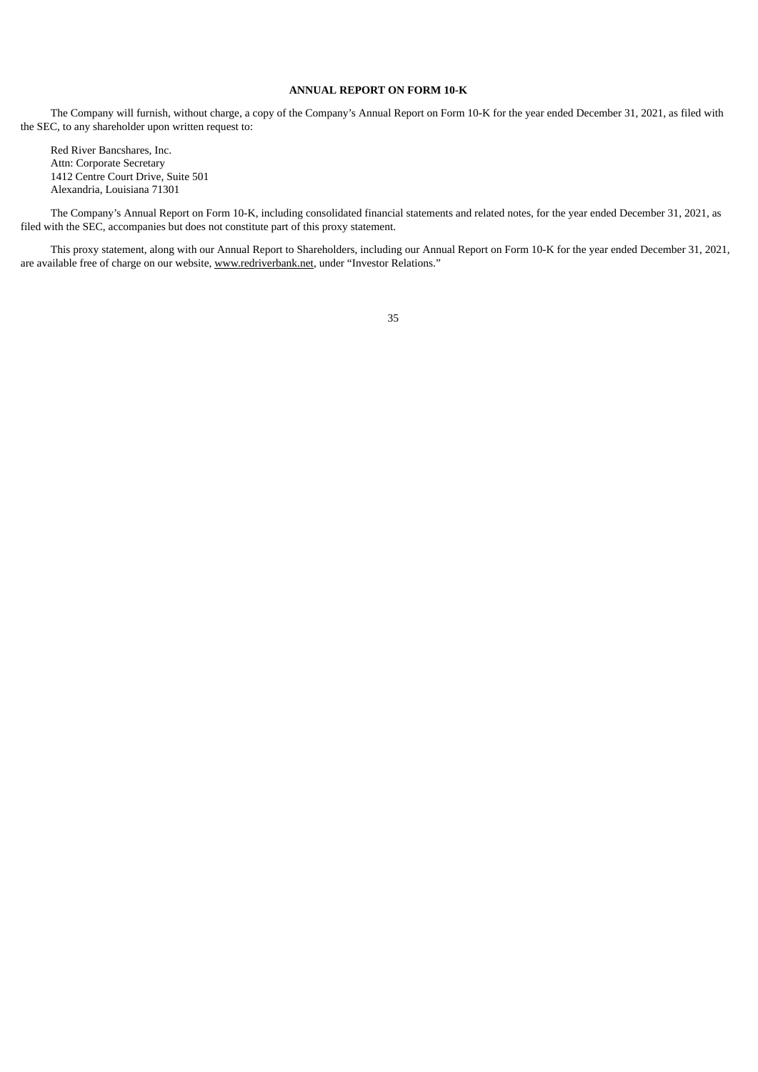## ANNUAL REPORT ON FORM 10-K

The Company will furnish, without charge, a copy of the Company's Annual Report on Form 10-K for the year ended December 31, 2021, as filed with the SEC, to any shareholder upon written request to:

Red River Bancshares, Inc.
Attn: Corporate Secretary
1412 Centre Court Drive, Suite 501
Alexandria, Louisiana 71301

The Company's Annual Report on Form 10-K, including consolidated financial statements and related notes, for the year ended December 31, 2021, as filed with the SEC, accompanies but does not constitute part of this proxy statement.

This proxy statement, along with our Annual Report to Shareholders, including our Annual Report on Form 10-K for the year ended December 31, 2021, are available free of charge on our website, www.redriverbank.net, under "Investor Relations."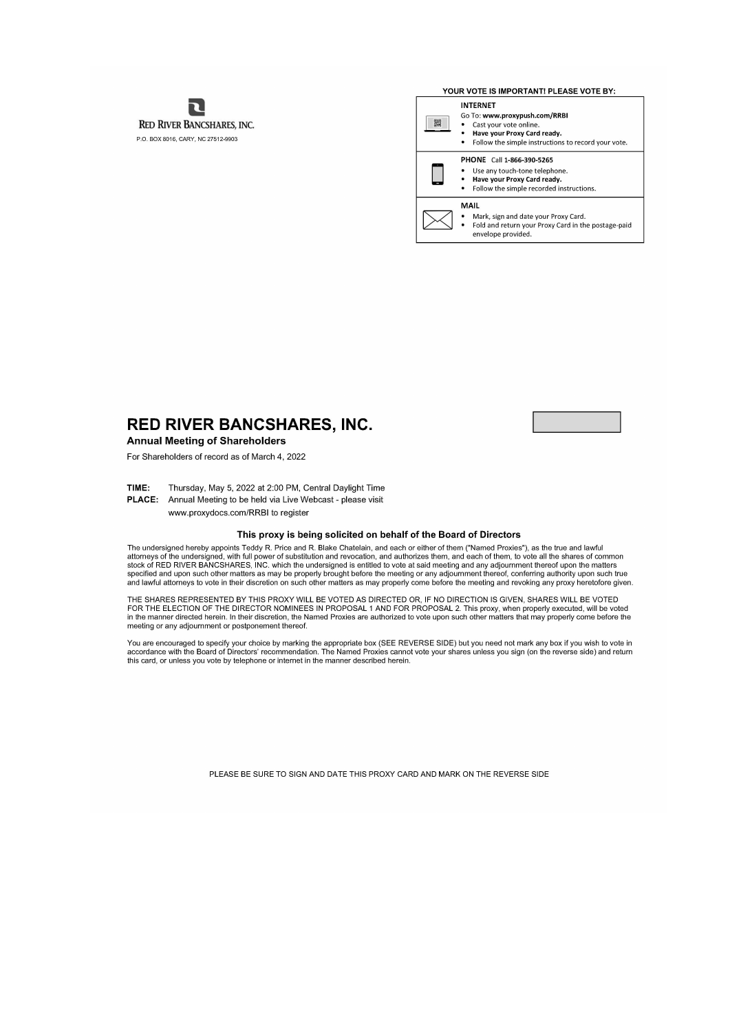**RED RIVER BANCSHARES, INC.**

P.O. BOX 8016, CARY, NC 27512-9903

**YOUR VOTE IS IMPORTANT! PLEASE VOTE BY:**

**INTERNET**
Go To: **www.proxypush.com/RRBI**
- Cast your vote online.
- **Have your Proxy Card ready.**
- Follow the simple instructions to record your vote.

**PHONE** Call **1-866-390-5265**
- Use any touch-tone telephone.
- **Have your Proxy Card ready.**
- Follow the simple recorded instructions.

**MAIL**
- Mark, sign and date your Proxy Card.
- Fold and return your Proxy Card in the postage-paid envelope provided.

# RED RIVER BANCSHARES, INC.

**Annual Meeting of Shareholders**

For Shareholders of record as of March 4, 2022

**TIME:** Thursday, May 5, 2022 at 2:00 PM, Central Daylight Time
**PLACE:** Annual Meeting to be held via Live Webcast - please visit www.proxydocs.com/RRBI to register

**This proxy is being solicited on behalf of the Board of Directors**

The undersigned hereby appoints Teddy R. Price and R. Blake Chatelain, and each or either of them ("Named Proxies"), as the true and lawful attorneys of the undersigned, with full power of substitution and revocation, and authorizes them, and each of them, to vote all the shares of common stock of RED RIVER BANCSHARES, INC. which the undersigned is entitled to vote at said meeting and any adjournment thereof upon the matters specified and upon such other matters as may be properly brought before the meeting or any adjournment thereof, conferring authority upon such true and lawful attorneys to vote in their discretion on such other matters as may properly come before the meeting and revoking any proxy heretofore given.

THE SHARES REPRESENTED BY THIS PROXY WILL BE VOTED AS DIRECTED OR, IF NO DIRECTION IS GIVEN, SHARES WILL BE VOTED FOR THE ELECTION OF THE DIRECTOR NOMINEES IN PROPOSAL 1 AND FOR PROPOSAL 2. This proxy, when properly executed, will be voted in the manner directed herein. In their discretion, the Named Proxies are authorized to vote upon such other matters that may properly come before the meeting or any adjournment or postponement thereof.

You are encouraged to specify your choice by marking the appropriate box (SEE REVERSE SIDE) but you need not mark any box if you wish to vote in accordance with the Board of Directors' recommendation. The Named Proxies cannot vote your shares unless you sign (on the reverse side) and return this card, or unless you vote by telephone or internet in the manner described herein.

PLEASE BE SURE TO SIGN AND DATE THIS PROXY CARD AND MARK ON THE REVERSE SIDE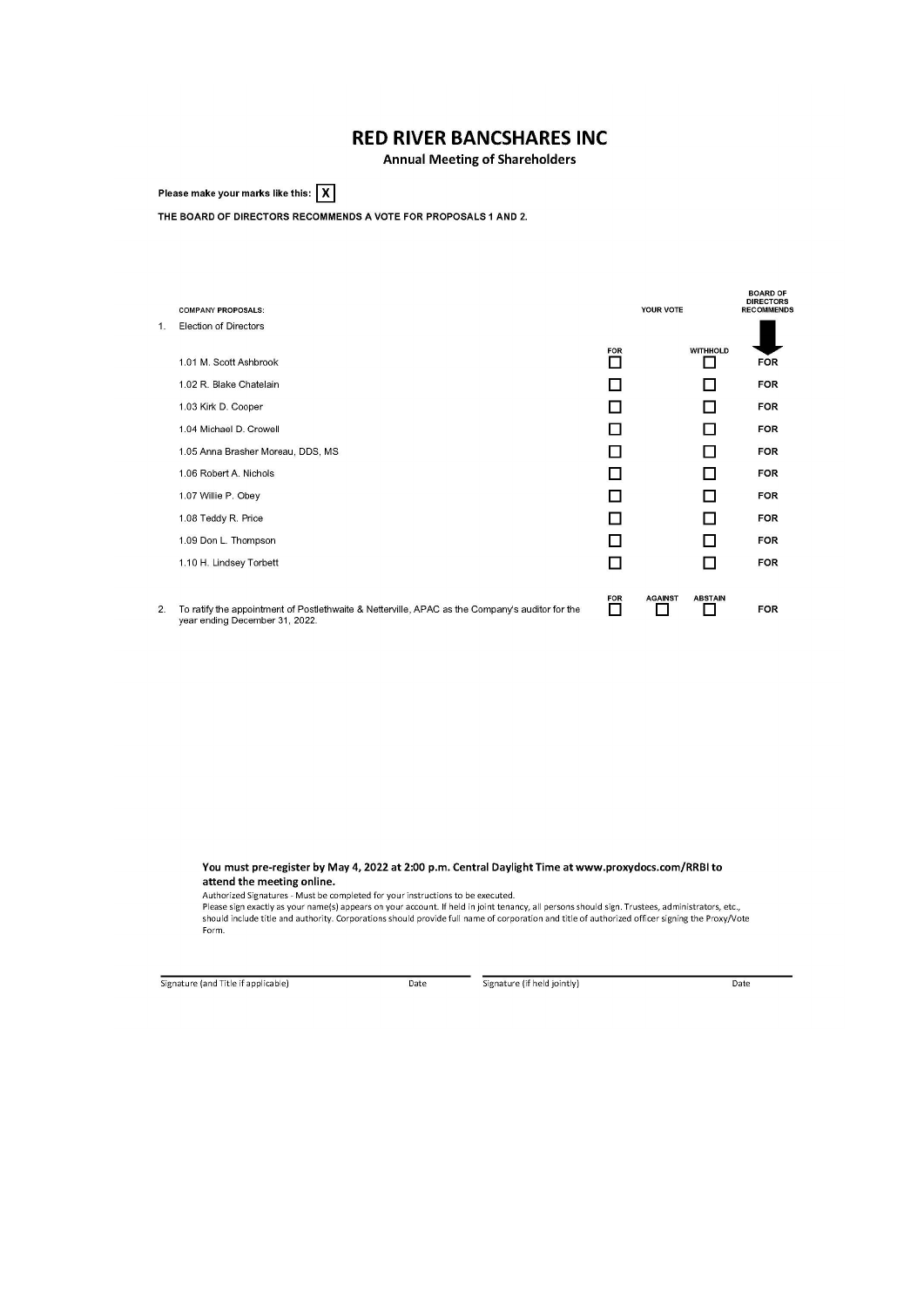# RED RIVER BANCSHARES INC

## Annual Meeting of Shareholders

Please make your marks like this: **X**

**THE BOARD OF DIRECTORS RECOMMENDS A VOTE FOR PROPOSALS 1 AND 2.**

| COMPANY PROPOSALS: | YOUR VOTE | | | BOARD OF DIRECTORS RECOMMENDS |
|---|---|---|---|---|
| 1. Election of Directors | FOR | | WITHHOLD | |
| 1.01 M. Scott Ashbrook | ☐ | | ☐ | FOR |
| 1.02 R. Blake Chatelain | ☐ | | ☐ | FOR |
| 1.03 Kirk D. Cooper | ☐ | | ☐ | FOR |
| 1.04 Michael D. Crowell | ☐ | | ☐ | FOR |
| 1.05 Anna Brasher Moreau, DDS, MS | ☐ | | ☐ | FOR |
| 1.06 Robert A. Nichols | ☐ | | ☐ | FOR |
| 1.07 Willie P. Obey | ☐ | | ☐ | FOR |
| 1.08 Teddy R. Price | ☐ | | ☐ | FOR |
| 1.09 Don L. Thompson | ☐ | | ☐ | FOR |
| 1.10 H. Lindsey Torbett | ☐ | | ☐ | FOR |
| | FOR | AGAINST | ABSTAIN | |
| 2. To ratify the appointment of Postlethwaite & Netterville, APAC as the Company's auditor for the year ending December 31, 2022. | ☐ | ☐ | ☐ | FOR |

**You must pre-register by May 4, 2022 at 2:00 p.m. Central Daylight Time at www.proxydocs.com/RRBI to attend the meeting online.**

Authorized Signatures - Must be completed for your instructions to be executed.

Please sign exactly as your name(s) appears on your account. If held in joint tenancy, all persons should sign. Trustees, administrators, etc., should include title and authority. Corporations should provide full name of corporation and title of authorized officer signing the Proxy/Vote Form.

Signature (and Title if applicable) ____________ Date ________

Signature (if held jointly) ____________ Date ________